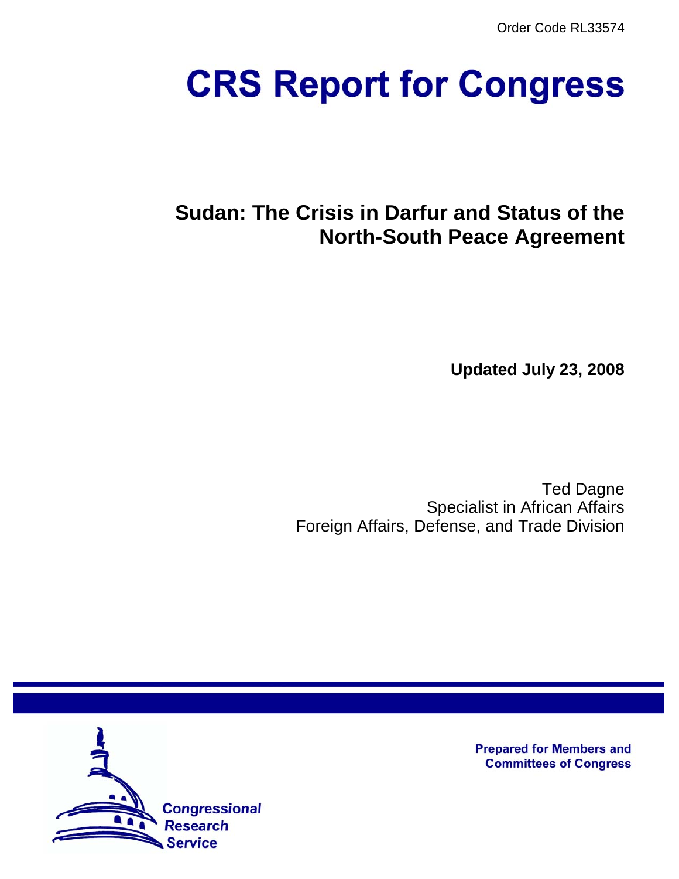Order Code RL33574

# CRS Report for Congress

## Sudan: The Crisis in Darfur and Status of the North-South Peace Agreement

**Updated July 23, 2008**

Ted Dagne
Specialist in African Affairs
Foreign Affairs, Defense, and Trade Division

Prepared for Members and Committees of Congress

Congressional Research Service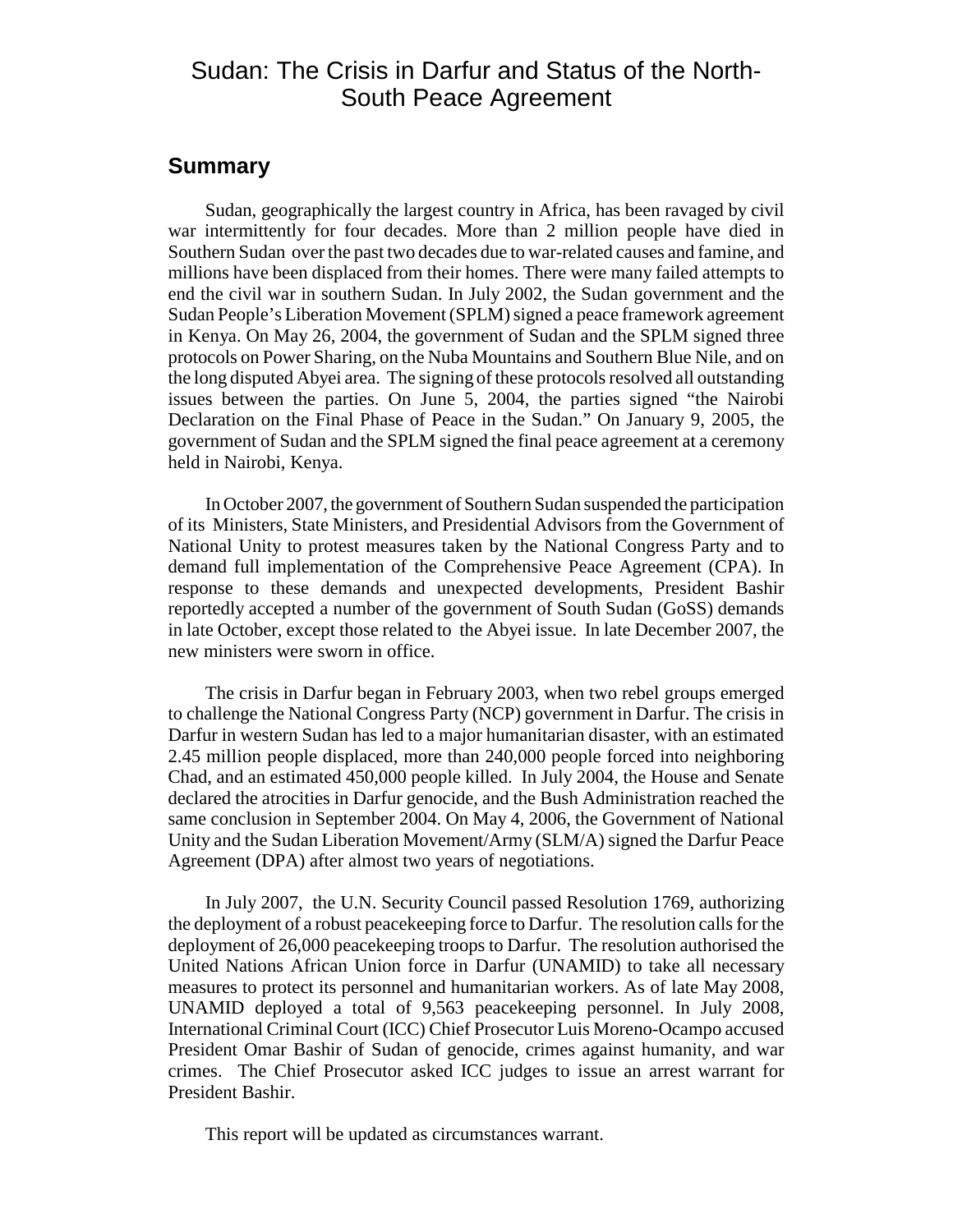# Sudan: The Crisis in Darfur and Status of the North-South Peace Agreement

## Summary

Sudan, geographically the largest country in Africa, has been ravaged by civil war intermittently for four decades. More than 2 million people have died in Southern Sudan over the past two decades due to war-related causes and famine, and millions have been displaced from their homes. There were many failed attempts to end the civil war in southern Sudan. In July 2002, the Sudan government and the Sudan People's Liberation Movement (SPLM) signed a peace framework agreement in Kenya. On May 26, 2004, the government of Sudan and the SPLM signed three protocols on Power Sharing, on the Nuba Mountains and Southern Blue Nile, and on the long disputed Abyei area. The signing of these protocols resolved all outstanding issues between the parties. On June 5, 2004, the parties signed "the Nairobi Declaration on the Final Phase of Peace in the Sudan." On January 9, 2005, the government of Sudan and the SPLM signed the final peace agreement at a ceremony held in Nairobi, Kenya.

In October 2007, the government of Southern Sudan suspended the participation of its Ministers, State Ministers, and Presidential Advisors from the Government of National Unity to protest measures taken by the National Congress Party and to demand full implementation of the Comprehensive Peace Agreement (CPA). In response to these demands and unexpected developments, President Bashir reportedly accepted a number of the government of South Sudan (GoSS) demands in late October, except those related to the Abyei issue. In late December 2007, the new ministers were sworn in office.

The crisis in Darfur began in February 2003, when two rebel groups emerged to challenge the National Congress Party (NCP) government in Darfur. The crisis in Darfur in western Sudan has led to a major humanitarian disaster, with an estimated 2.45 million people displaced, more than 240,000 people forced into neighboring Chad, and an estimated 450,000 people killed. In July 2004, the House and Senate declared the atrocities in Darfur genocide, and the Bush Administration reached the same conclusion in September 2004. On May 4, 2006, the Government of National Unity and the Sudan Liberation Movement/Army (SLM/A) signed the Darfur Peace Agreement (DPA) after almost two years of negotiations.

In July 2007, the U.N. Security Council passed Resolution 1769, authorizing the deployment of a robust peacekeeping force to Darfur. The resolution calls for the deployment of 26,000 peacekeeping troops to Darfur. The resolution authorised the United Nations African Union force in Darfur (UNAMID) to take all necessary measures to protect its personnel and humanitarian workers. As of late May 2008, UNAMID deployed a total of 9,563 peacekeeping personnel. In July 2008, International Criminal Court (ICC) Chief Prosecutor Luis Moreno-Ocampo accused President Omar Bashir of Sudan of genocide, crimes against humanity, and war crimes. The Chief Prosecutor asked ICC judges to issue an arrest warrant for President Bashir.

This report will be updated as circumstances warrant.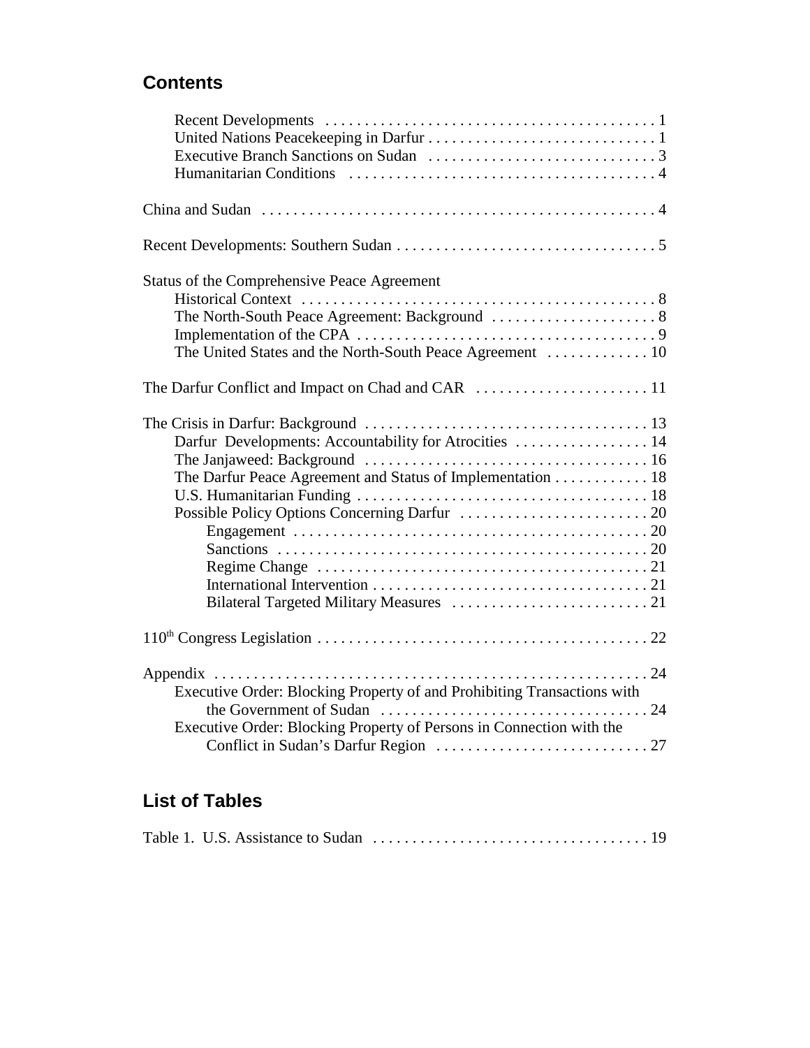## Contents

- Recent Developments . . . . . . . . . . . . . . . . . . . . . . . . . . . . . . . . . . . . . . . . . . 1
- United Nations Peacekeeping in Darfur . . . . . . . . . . . . . . . . . . . . . . . . . . . . . 1
- Executive Branch Sanctions on Sudan . . . . . . . . . . . . . . . . . . . . . . . . . . . . . 3
- Humanitarian Conditions . . . . . . . . . . . . . . . . . . . . . . . . . . . . . . . . . . . . . . . 4

China and Sudan . . . . . . . . . . . . . . . . . . . . . . . . . . . . . . . . . . . . . . . . . . . . . . . . . . 4

Recent Developments: Southern Sudan . . . . . . . . . . . . . . . . . . . . . . . . . . . . . . . . . 5

Status of the Comprehensive Peace Agreement
- Historical Context . . . . . . . . . . . . . . . . . . . . . . . . . . . . . . . . . . . . . . . . . . . . . 8
- The North-South Peace Agreement: Background . . . . . . . . . . . . . . . . . . . . . 8
- Implementation of the CPA . . . . . . . . . . . . . . . . . . . . . . . . . . . . . . . . . . . . . 9
- The United States and the North-South Peace Agreement . . . . . . . . . . . . . 10

The Darfur Conflict and Impact on Chad and CAR . . . . . . . . . . . . . . . . . . . . . . 11

The Crisis in Darfur: Background . . . . . . . . . . . . . . . . . . . . . . . . . . . . . . . . . . . . 13
- Darfur Developments: Accountability for Atrocities . . . . . . . . . . . . . . . . . 14
- The Janjaweed: Background . . . . . . . . . . . . . . . . . . . . . . . . . . . . . . . . . . . . 16
- The Darfur Peace Agreement and Status of Implementation . . . . . . . . . . . . 18
- U.S. Humanitarian Funding . . . . . . . . . . . . . . . . . . . . . . . . . . . . . . . . . . . . . 18
- Possible Policy Options Concerning Darfur . . . . . . . . . . . . . . . . . . . . . . . . 20
  - Engagement . . . . . . . . . . . . . . . . . . . . . . . . . . . . . . . . . . . . . . . . . . . . . 20
  - Sanctions . . . . . . . . . . . . . . . . . . . . . . . . . . . . . . . . . . . . . . . . . . . . . . . 20
  - Regime Change . . . . . . . . . . . . . . . . . . . . . . . . . . . . . . . . . . . . . . . . . . 21
  - International Intervention . . . . . . . . . . . . . . . . . . . . . . . . . . . . . . . . . . . 21
  - Bilateral Targeted Military Measures . . . . . . . . . . . . . . . . . . . . . . . . . 21

110th Congress Legislation . . . . . . . . . . . . . . . . . . . . . . . . . . . . . . . . . . . . . . . . . . 22

Appendix . . . . . . . . . . . . . . . . . . . . . . . . . . . . . . . . . . . . . . . . . . . . . . . . . . . . . . . . 24
- Executive Order: Blocking Property of and Prohibiting Transactions with the Government of Sudan . . . . . . . . . . . . . . . . . . . . . . . . . . . . . . . . . . . 24
- Executive Order: Blocking Property of Persons in Connection with the Conflict in Sudan's Darfur Region . . . . . . . . . . . . . . . . . . . . . . . . . . . 27

## List of Tables

Table 1. U.S. Assistance to Sudan . . . . . . . . . . . . . . . . . . . . . . . . . . . . . . . . . . . 19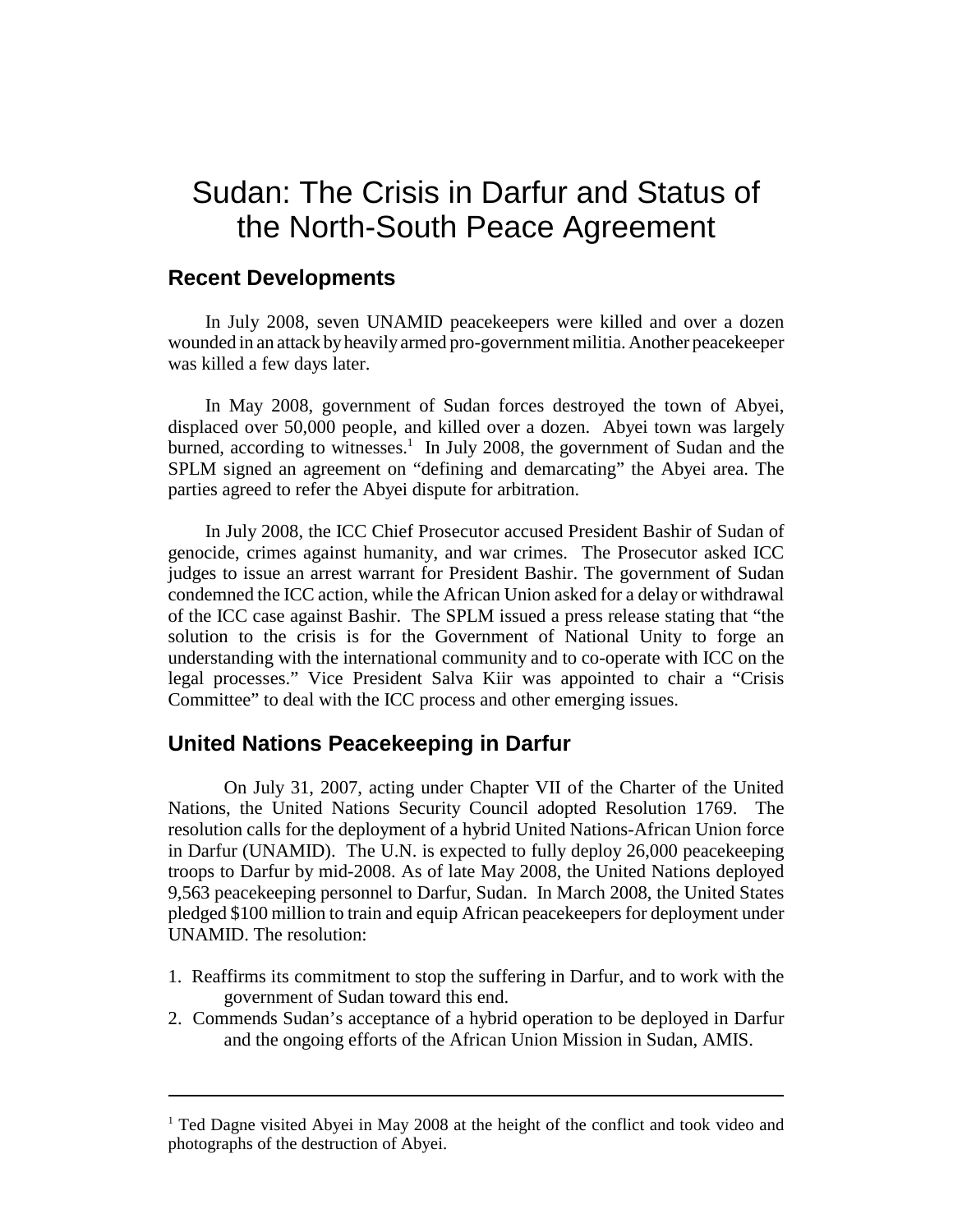# Sudan: The Crisis in Darfur and Status of the North-South Peace Agreement

## Recent Developments

In July 2008, seven UNAMID peacekeepers were killed and over a dozen wounded in an attack by heavily armed pro-government militia. Another peacekeeper was killed a few days later.

In May 2008, government of Sudan forces destroyed the town of Abyei, displaced over 50,000 people, and killed over a dozen. Abyei town was largely burned, according to witnesses.[1] In July 2008, the government of Sudan and the SPLM signed an agreement on "defining and demarcating" the Abyei area. The parties agreed to refer the Abyei dispute for arbitration.

In July 2008, the ICC Chief Prosecutor accused President Bashir of Sudan of genocide, crimes against humanity, and war crimes. The Prosecutor asked ICC judges to issue an arrest warrant for President Bashir. The government of Sudan condemned the ICC action, while the African Union asked for a delay or withdrawal of the ICC case against Bashir. The SPLM issued a press release stating that "the solution to the crisis is for the Government of National Unity to forge an understanding with the international community and to co-operate with ICC on the legal processes." Vice President Salva Kiir was appointed to chair a "Crisis Committee" to deal with the ICC process and other emerging issues.

## United Nations Peacekeeping in Darfur

On July 31, 2007, acting under Chapter VII of the Charter of the United Nations, the United Nations Security Council adopted Resolution 1769. The resolution calls for the deployment of a hybrid United Nations-African Union force in Darfur (UNAMID). The U.N. is expected to fully deploy 26,000 peacekeeping troops to Darfur by mid-2008. As of late May 2008, the United Nations deployed 9,563 peacekeeping personnel to Darfur, Sudan. In March 2008, the United States pledged $100 million to train and equip African peacekeepers for deployment under UNAMID. The resolution:

1. Reaffirms its commitment to stop the suffering in Darfur, and to work with the government of Sudan toward this end.
2. Commends Sudan's acceptance of a hybrid operation to be deployed in Darfur and the ongoing efforts of the African Union Mission in Sudan, AMIS.

---

[1] Ted Dagne visited Abyei in May 2008 at the height of the conflict and took video and photographs of the destruction of Abyei.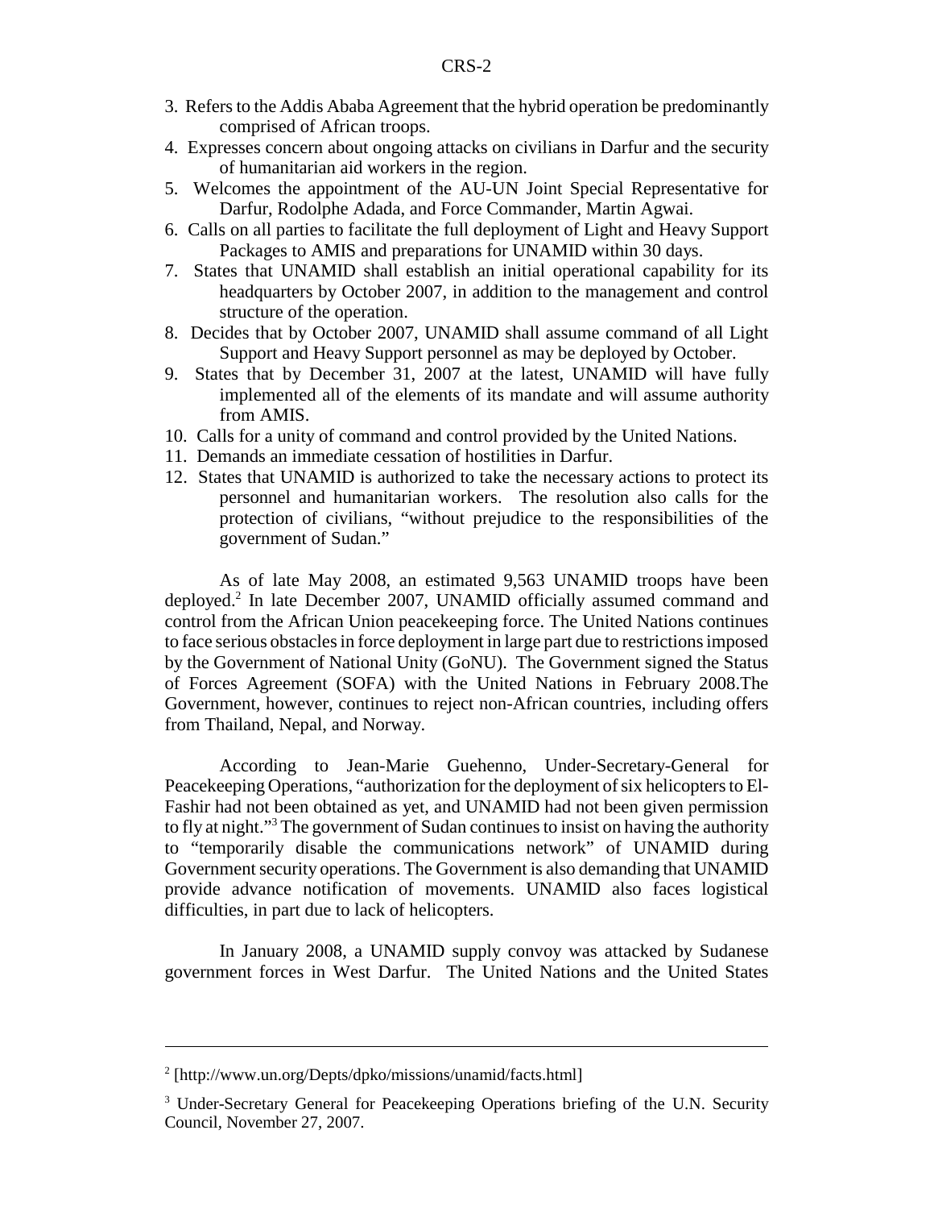3. Refers to the Addis Ababa Agreement that the hybrid operation be predominantly comprised of African troops.
4. Expresses concern about ongoing attacks on civilians in Darfur and the security of humanitarian aid workers in the region.
5. Welcomes the appointment of the AU-UN Joint Special Representative for Darfur, Rodolphe Adada, and Force Commander, Martin Agwai.
6. Calls on all parties to facilitate the full deployment of Light and Heavy Support Packages to AMIS and preparations for UNAMID within 30 days.
7. States that UNAMID shall establish an initial operational capability for its headquarters by October 2007, in addition to the management and control structure of the operation.
8. Decides that by October 2007, UNAMID shall assume command of all Light Support and Heavy Support personnel as may be deployed by October.
9. States that by December 31, 2007 at the latest, UNAMID will have fully implemented all of the elements of its mandate and will assume authority from AMIS.
10. Calls for a unity of command and control provided by the United Nations.
11. Demands an immediate cessation of hostilities in Darfur.
12. States that UNAMID is authorized to take the necessary actions to protect its personnel and humanitarian workers. The resolution also calls for the protection of civilians, "without prejudice to the responsibilities of the government of Sudan."

As of late May 2008, an estimated 9,563 UNAMID troops have been deployed.[2] In late December 2007, UNAMID officially assumed command and control from the African Union peacekeeping force. The United Nations continues to face serious obstacles in force deployment in large part due to restrictions imposed by the Government of National Unity (GoNU). The Government signed the Status of Forces Agreement (SOFA) with the United Nations in February 2008.The Government, however, continues to reject non-African countries, including offers from Thailand, Nepal, and Norway.

According to Jean-Marie Guehenno, Under-Secretary-General for Peacekeeping Operations, "authorization for the deployment of six helicopters to El-Fashir had not been obtained as yet, and UNAMID had not been given permission to fly at night."[3] The government of Sudan continues to insist on having the authority to "temporarily disable the communications network" of UNAMID during Government security operations. The Government is also demanding that UNAMID provide advance notification of movements. UNAMID also faces logistical difficulties, in part due to lack of helicopters.

In January 2008, a UNAMID supply convoy was attacked by Sudanese government forces in West Darfur. The United Nations and the United States

---

[2] [http://www.un.org/Depts/dpko/missions/unamid/facts.html]

[3] Under-Secretary General for Peacekeeping Operations briefing of the U.N. Security Council, November 27, 2007.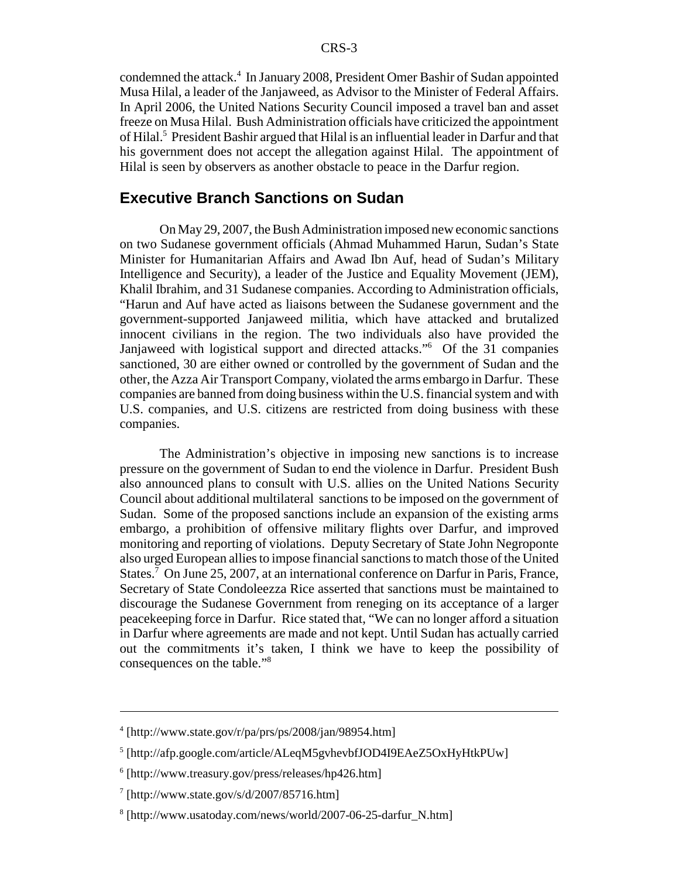condemned the attack.[4] In January 2008, President Omer Bashir of Sudan appointed Musa Hilal, a leader of the Janjaweed, as Advisor to the Minister of Federal Affairs. In April 2006, the United Nations Security Council imposed a travel ban and asset freeze on Musa Hilal. Bush Administration officials have criticized the appointment of Hilal.[5] President Bashir argued that Hilal is an influential leader in Darfur and that his government does not accept the allegation against Hilal. The appointment of Hilal is seen by observers as another obstacle to peace in the Darfur region.

## Executive Branch Sanctions on Sudan

On May 29, 2007, the Bush Administration imposed new economic sanctions on two Sudanese government officials (Ahmad Muhammed Harun, Sudan's State Minister for Humanitarian Affairs and Awad Ibn Auf, head of Sudan's Military Intelligence and Security), a leader of the Justice and Equality Movement (JEM), Khalil Ibrahim, and 31 Sudanese companies. According to Administration officials, "Harun and Auf have acted as liaisons between the Sudanese government and the government-supported Janjaweed militia, which have attacked and brutalized innocent civilians in the region. The two individuals also have provided the Janjaweed with logistical support and directed attacks."[6] Of the 31 companies sanctioned, 30 are either owned or controlled by the government of Sudan and the other, the Azza Air Transport Company, violated the arms embargo in Darfur. These companies are banned from doing business within the U.S. financial system and with U.S. companies, and U.S. citizens are restricted from doing business with these companies.

The Administration's objective in imposing new sanctions is to increase pressure on the government of Sudan to end the violence in Darfur. President Bush also announced plans to consult with U.S. allies on the United Nations Security Council about additional multilateral sanctions to be imposed on the government of Sudan. Some of the proposed sanctions include an expansion of the existing arms embargo, a prohibition of offensive military flights over Darfur, and improved monitoring and reporting of violations. Deputy Secretary of State John Negroponte also urged European allies to impose financial sanctions to match those of the United States.[7] On June 25, 2007, at an international conference on Darfur in Paris, France, Secretary of State Condoleezza Rice asserted that sanctions must be maintained to discourage the Sudanese Government from reneging on its acceptance of a larger peacekeeping force in Darfur. Rice stated that, "We can no longer afford a situation in Darfur where agreements are made and not kept. Until Sudan has actually carried out the commitments it's taken, I think we have to keep the possibility of consequences on the table."[8]

---

[4] [http://www.state.gov/r/pa/prs/ps/2008/jan/98954.htm]

[5] [http://afp.google.com/article/ALeqM5gvhevbfJOD4I9EAeZ5OxHyHtkPUw]

[6] [http://www.treasury.gov/press/releases/hp426.htm]

[7] [http://www.state.gov/s/d/2007/85716.htm]

[8] [http://www.usatoday.com/news/world/2007-06-25-darfur_N.htm]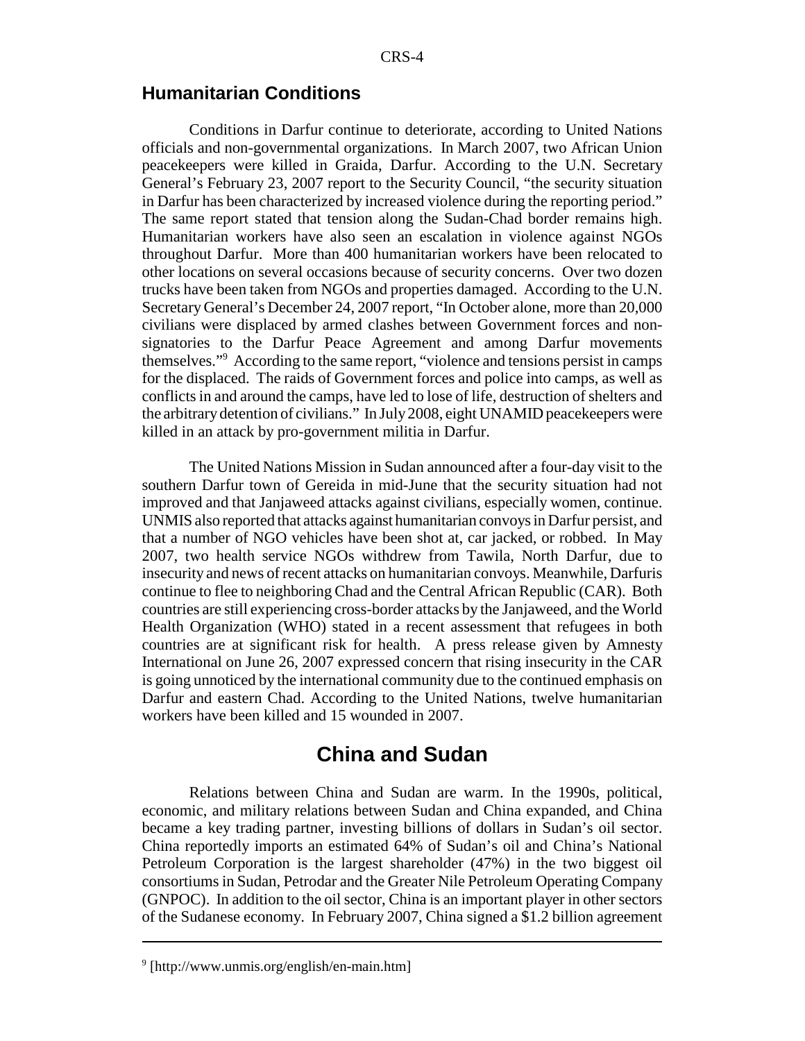## Humanitarian Conditions

Conditions in Darfur continue to deteriorate, according to United Nations officials and non-governmental organizations. In March 2007, two African Union peacekeepers were killed in Graida, Darfur. According to the U.N. Secretary General's February 23, 2007 report to the Security Council, "the security situation in Darfur has been characterized by increased violence during the reporting period." The same report stated that tension along the Sudan-Chad border remains high. Humanitarian workers have also seen an escalation in violence against NGOs throughout Darfur. More than 400 humanitarian workers have been relocated to other locations on several occasions because of security concerns. Over two dozen trucks have been taken from NGOs and properties damaged. According to the U.N. Secretary General's December 24, 2007 report, "In October alone, more than 20,000 civilians were displaced by armed clashes between Government forces and non-signatories to the Darfur Peace Agreement and among Darfur movements themselves."[9] According to the same report, "violence and tensions persist in camps for the displaced. The raids of Government forces and police into camps, as well as conflicts in and around the camps, have led to lose of life, destruction of shelters and the arbitrary detention of civilians." In July 2008, eight UNAMID peacekeepers were killed in an attack by pro-government militia in Darfur.

The United Nations Mission in Sudan announced after a four-day visit to the southern Darfur town of Gereida in mid-June that the security situation had not improved and that Janjaweed attacks against civilians, especially women, continue. UNMIS also reported that attacks against humanitarian convoys in Darfur persist, and that a number of NGO vehicles have been shot at, car jacked, or robbed. In May 2007, two health service NGOs withdrew from Tawila, North Darfur, due to insecurity and news of recent attacks on humanitarian convoys. Meanwhile, Darfuris continue to flee to neighboring Chad and the Central African Republic (CAR). Both countries are still experiencing cross-border attacks by the Janjaweed, and the World Health Organization (WHO) stated in a recent assessment that refugees in both countries are at significant risk for health. A press release given by Amnesty International on June 26, 2007 expressed concern that rising insecurity in the CAR is going unnoticed by the international community due to the continued emphasis on Darfur and eastern Chad. According to the United Nations, twelve humanitarian workers have been killed and 15 wounded in 2007.

# China and Sudan

Relations between China and Sudan are warm. In the 1990s, political, economic, and military relations between Sudan and China expanded, and China became a key trading partner, investing billions of dollars in Sudan's oil sector. China reportedly imports an estimated 64% of Sudan's oil and China's National Petroleum Corporation is the largest shareholder (47%) in the two biggest oil consortiums in Sudan, Petrodar and the Greater Nile Petroleum Operating Company (GNPOC). In addition to the oil sector, China is an important player in other sectors of the Sudanese economy. In February 2007, China signed a $1.2 billion agreement

---

[9] [http://www.unmis.org/english/en-main.htm]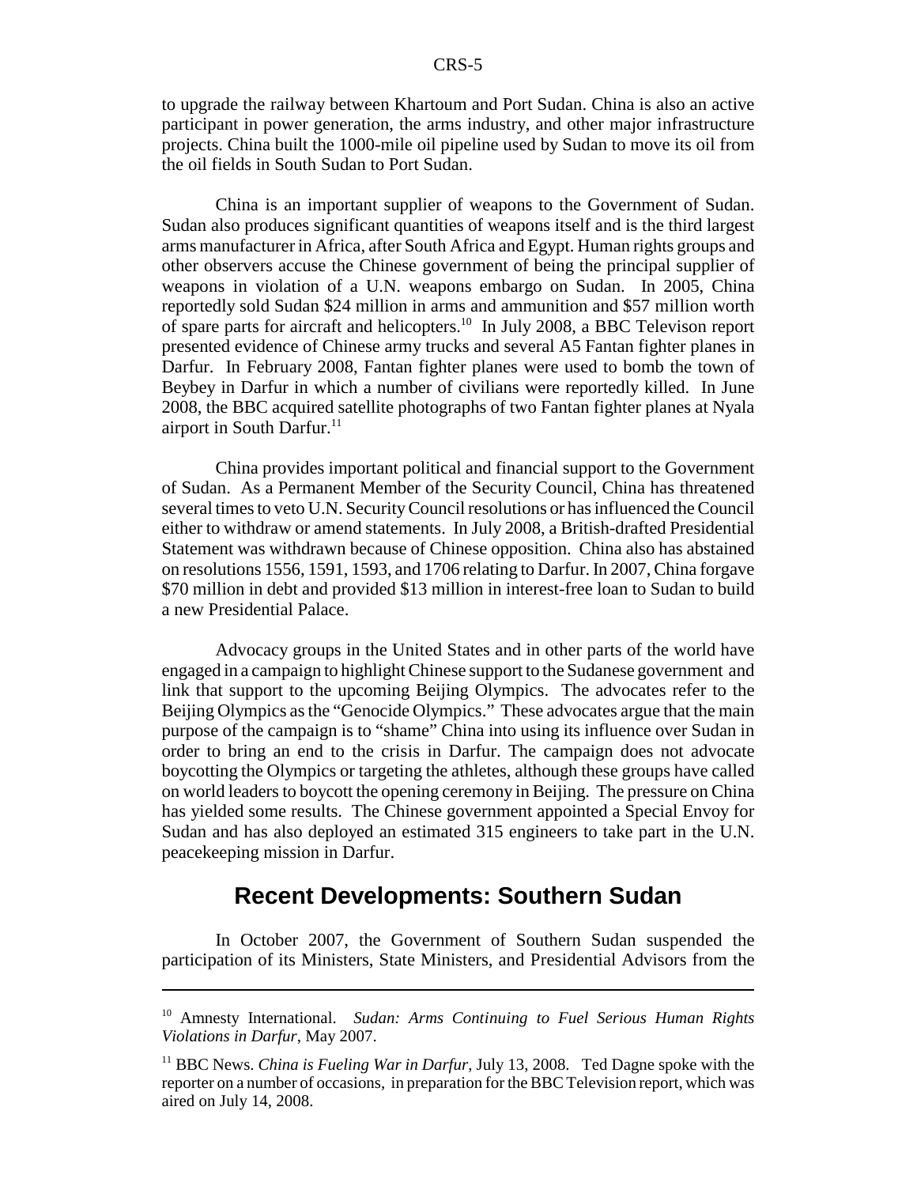to upgrade the railway between Khartoum and Port Sudan. China is also an active participant in power generation, the arms industry, and other major infrastructure projects. China built the 1000-mile oil pipeline used by Sudan to move its oil from the oil fields in South Sudan to Port Sudan.

China is an important supplier of weapons to the Government of Sudan. Sudan also produces significant quantities of weapons itself and is the third largest arms manufacturer in Africa, after South Africa and Egypt. Human rights groups and other observers accuse the Chinese government of being the principal supplier of weapons in violation of a U.N. weapons embargo on Sudan. In 2005, China reportedly sold Sudan $24 million in arms and ammunition and $57 million worth of spare parts for aircraft and helicopters.[10] In July 2008, a BBC Televison report presented evidence of Chinese army trucks and several A5 Fantan fighter planes in Darfur. In February 2008, Fantan fighter planes were used to bomb the town of Beybey in Darfur in which a number of civilians were reportedly killed. In June 2008, the BBC acquired satellite photographs of two Fantan fighter planes at Nyala airport in South Darfur.[11]

China provides important political and financial support to the Government of Sudan. As a Permanent Member of the Security Council, China has threatened several times to veto U.N. Security Council resolutions or has influenced the Council either to withdraw or amend statements. In July 2008, a British-drafted Presidential Statement was withdrawn because of Chinese opposition. China also has abstained on resolutions 1556, 1591, 1593, and 1706 relating to Darfur. In 2007, China forgave $70 million in debt and provided $13 million in interest-free loan to Sudan to build a new Presidential Palace.

Advocacy groups in the United States and in other parts of the world have engaged in a campaign to highlight Chinese support to the Sudanese government and link that support to the upcoming Beijing Olympics. The advocates refer to the Beijing Olympics as the "Genocide Olympics." These advocates argue that the main purpose of the campaign is to "shame" China into using its influence over Sudan in order to bring an end to the crisis in Darfur. The campaign does not advocate boycotting the Olympics or targeting the athletes, although these groups have called on world leaders to boycott the opening ceremony in Beijing. The pressure on China has yielded some results. The Chinese government appointed a Special Envoy for Sudan and has also deployed an estimated 315 engineers to take part in the U.N. peacekeeping mission in Darfur.

## Recent Developments: Southern Sudan

In October 2007, the Government of Southern Sudan suspended the participation of its Ministers, State Ministers, and Presidential Advisors from the

---

[10] Amnesty International. *Sudan: Arms Continuing to Fuel Serious Human Rights Violations in Darfur*, May 2007.

[11] BBC News. *China is Fueling War in Darfur*, July 13, 2008. Ted Dagne spoke with the reporter on a number of occasions, in preparation for the BBC Television report, which was aired on July 14, 2008.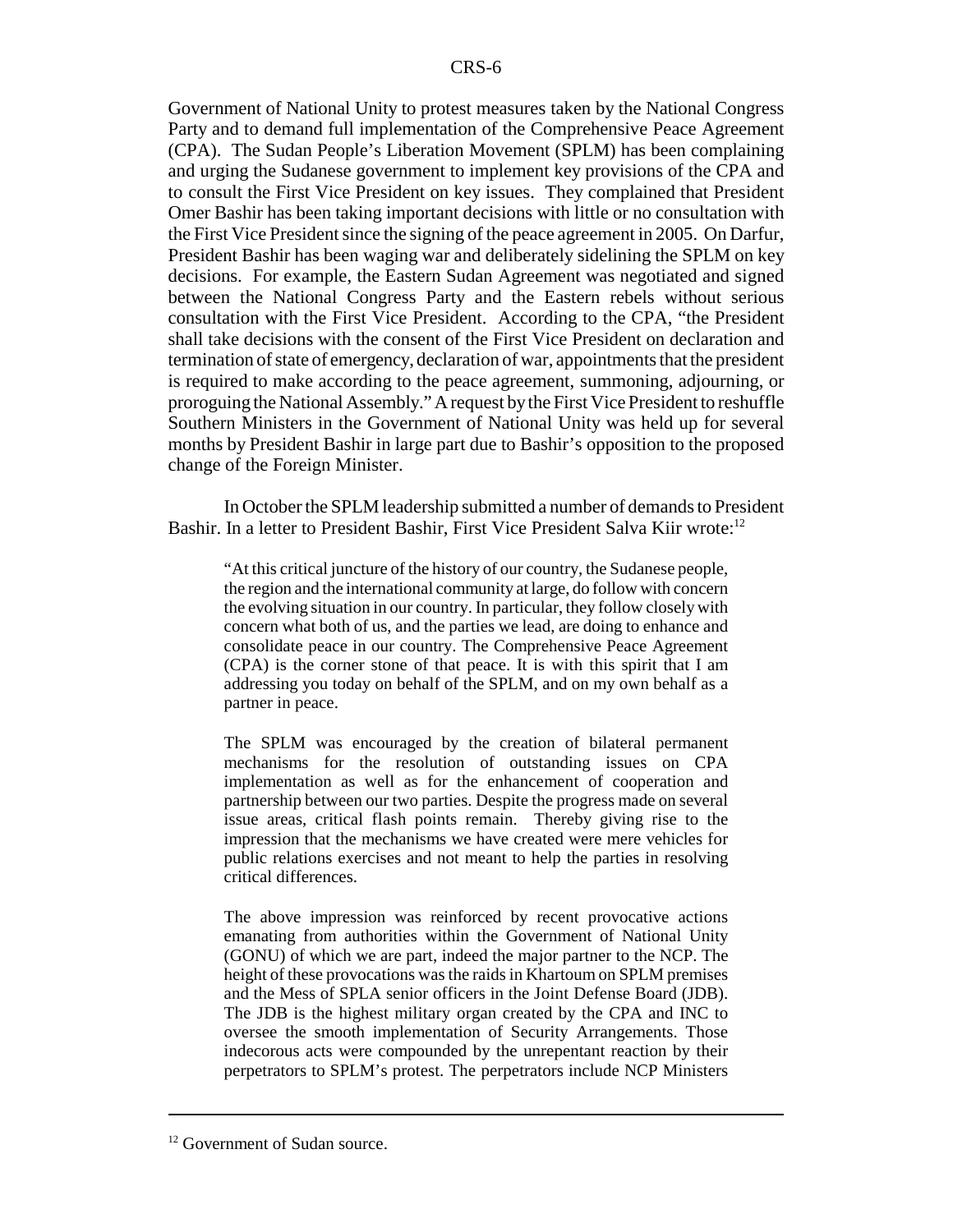Government of National Unity to protest measures taken by the National Congress Party and to demand full implementation of the Comprehensive Peace Agreement (CPA). The Sudan People's Liberation Movement (SPLM) has been complaining and urging the Sudanese government to implement key provisions of the CPA and to consult the First Vice President on key issues. They complained that President Omer Bashir has been taking important decisions with little or no consultation with the First Vice President since the signing of the peace agreement in 2005. On Darfur, President Bashir has been waging war and deliberately sidelining the SPLM on key decisions. For example, the Eastern Sudan Agreement was negotiated and signed between the National Congress Party and the Eastern rebels without serious consultation with the First Vice President. According to the CPA, "the President shall take decisions with the consent of the First Vice President on declaration and termination of state of emergency, declaration of war, appointments that the president is required to make according to the peace agreement, summoning, adjourning, or proroguing the National Assembly." A request by the First Vice President to reshuffle Southern Ministers in the Government of National Unity was held up for several months by President Bashir in large part due to Bashir's opposition to the proposed change of the Foreign Minister.

In October the SPLM leadership submitted a number of demands to President Bashir. In a letter to President Bashir, First Vice President Salva Kiir wrote:[12]

> "At this critical juncture of the history of our country, the Sudanese people, the region and the international community at large, do follow with concern the evolving situation in our country. In particular, they follow closely with concern what both of us, and the parties we lead, are doing to enhance and consolidate peace in our country. The Comprehensive Peace Agreement (CPA) is the corner stone of that peace. It is with this spirit that I am addressing you today on behalf of the SPLM, and on my own behalf as a partner in peace.
>
> The SPLM was encouraged by the creation of bilateral permanent mechanisms for the resolution of outstanding issues on CPA implementation as well as for the enhancement of cooperation and partnership between our two parties. Despite the progress made on several issue areas, critical flash points remain. Thereby giving rise to the impression that the mechanisms we have created were mere vehicles for public relations exercises and not meant to help the parties in resolving critical differences.
>
> The above impression was reinforced by recent provocative actions emanating from authorities within the Government of National Unity (GONU) of which we are part, indeed the major partner to the NCP. The height of these provocations was the raids in Khartoum on SPLM premises and the Mess of SPLA senior officers in the Joint Defense Board (JDB). The JDB is the highest military organ created by the CPA and INC to oversee the smooth implementation of Security Arrangements. Those indecorous acts were compounded by the unrepentant reaction by their perpetrators to SPLM's protest. The perpetrators include NCP Ministers

[12] Government of Sudan source.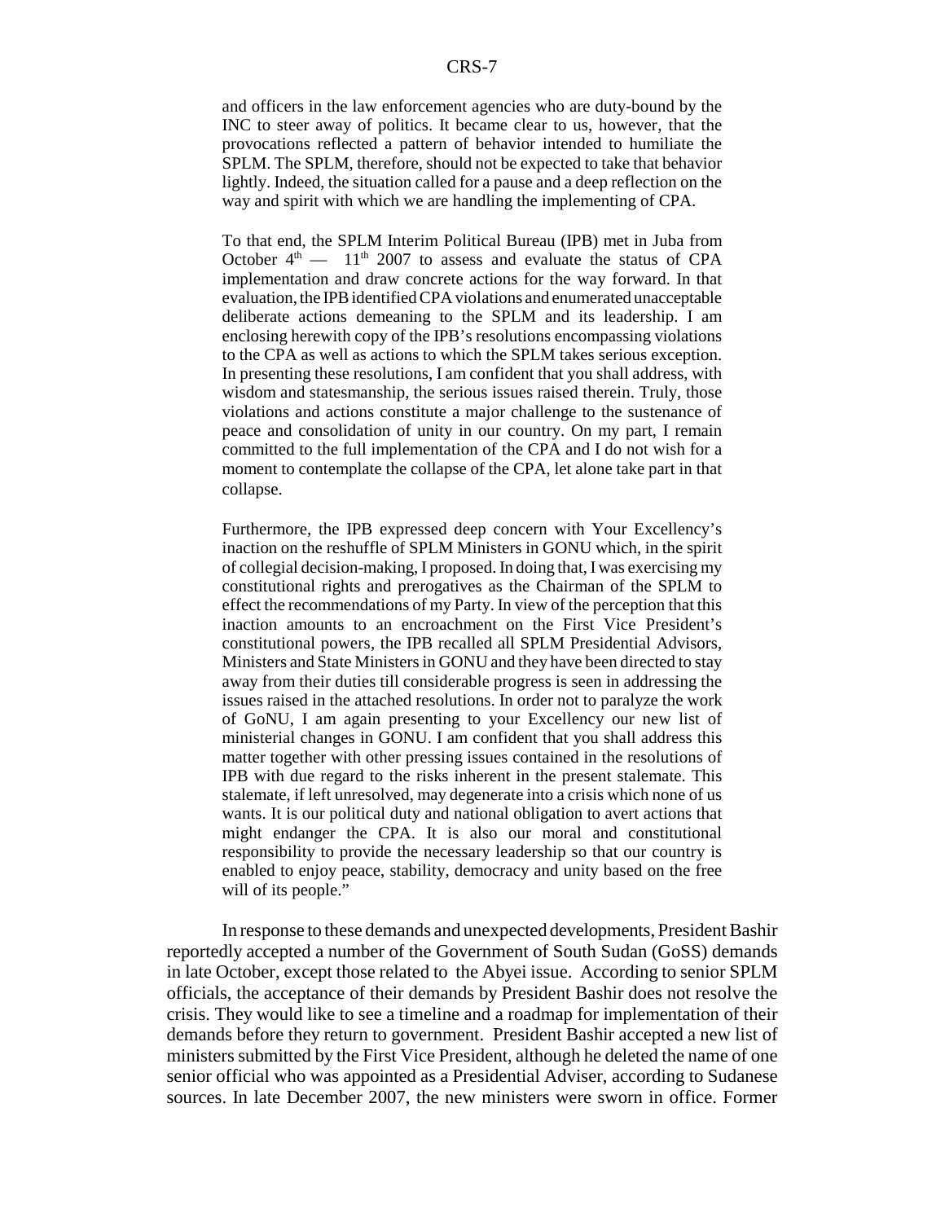> and officers in the law enforcement agencies who are duty-bound by the INC to steer away of politics. It became clear to us, however, that the provocations reflected a pattern of behavior intended to humiliate the SPLM. The SPLM, therefore, should not be expected to take that behavior lightly. Indeed, the situation called for a pause and a deep reflection on the way and spirit with which we are handling the implementing of CPA.
>
> To that end, the SPLM Interim Political Bureau (IPB) met in Juba from October 4th — 11th 2007 to assess and evaluate the status of CPA implementation and draw concrete actions for the way forward. In that evaluation, the IPB identified CPA violations and enumerated unacceptable deliberate actions demeaning to the SPLM and its leadership. I am enclosing herewith copy of the IPB's resolutions encompassing violations to the CPA as well as actions to which the SPLM takes serious exception. In presenting these resolutions, I am confident that you shall address, with wisdom and statesmanship, the serious issues raised therein. Truly, those violations and actions constitute a major challenge to the sustenance of peace and consolidation of unity in our country. On my part, I remain committed to the full implementation of the CPA and I do not wish for a moment to contemplate the collapse of the CPA, let alone take part in that collapse.
>
> Furthermore, the IPB expressed deep concern with Your Excellency's inaction on the reshuffle of SPLM Ministers in GONU which, in the spirit of collegial decision-making, I proposed. In doing that, I was exercising my constitutional rights and prerogatives as the Chairman of the SPLM to effect the recommendations of my Party. In view of the perception that this inaction amounts to an encroachment on the First Vice President's constitutional powers, the IPB recalled all SPLM Presidential Advisors, Ministers and State Ministers in GONU and they have been directed to stay away from their duties till considerable progress is seen in addressing the issues raised in the attached resolutions. In order not to paralyze the work of GoNU, I am again presenting to your Excellency our new list of ministerial changes in GONU. I am confident that you shall address this matter together with other pressing issues contained in the resolutions of IPB with due regard to the risks inherent in the present stalemate. This stalemate, if left unresolved, may degenerate into a crisis which none of us wants. It is our political duty and national obligation to avert actions that might endanger the CPA. It is also our moral and constitutional responsibility to provide the necessary leadership so that our country is enabled to enjoy peace, stability, democracy and unity based on the free will of its people."

In response to these demands and unexpected developments, President Bashir reportedly accepted a number of the Government of South Sudan (GoSS) demands in late October, except those related to the Abyei issue. According to senior SPLM officials, the acceptance of their demands by President Bashir does not resolve the crisis. They would like to see a timeline and a roadmap for implementation of their demands before they return to government. President Bashir accepted a new list of ministers submitted by the First Vice President, although he deleted the name of one senior official who was appointed as a Presidential Adviser, according to Sudanese sources. In late December 2007, the new ministers were sworn in office. Former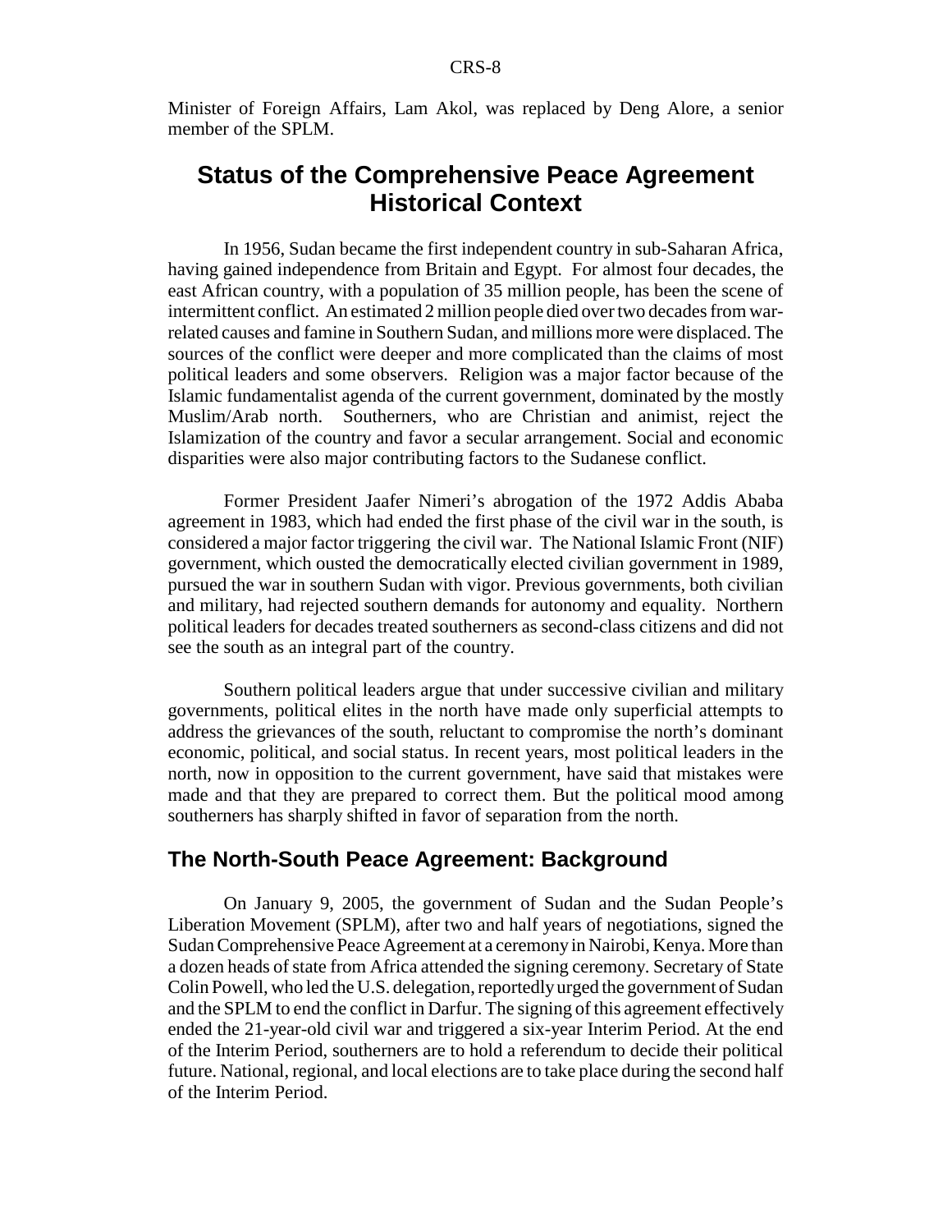Minister of Foreign Affairs, Lam Akol, was replaced by Deng Alore, a senior member of the SPLM.

## Status of the Comprehensive Peace Agreement Historical Context

In 1956, Sudan became the first independent country in sub-Saharan Africa, having gained independence from Britain and Egypt. For almost four decades, the east African country, with a population of 35 million people, has been the scene of intermittent conflict. An estimated 2 million people died over two decades from war-related causes and famine in Southern Sudan, and millions more were displaced. The sources of the conflict were deeper and more complicated than the claims of most political leaders and some observers. Religion was a major factor because of the Islamic fundamentalist agenda of the current government, dominated by the mostly Muslim/Arab north. Southerners, who are Christian and animist, reject the Islamization of the country and favor a secular arrangement. Social and economic disparities were also major contributing factors to the Sudanese conflict.

Former President Jaafer Nimeri's abrogation of the 1972 Addis Ababa agreement in 1983, which had ended the first phase of the civil war in the south, is considered a major factor triggering the civil war. The National Islamic Front (NIF) government, which ousted the democratically elected civilian government in 1989, pursued the war in southern Sudan with vigor. Previous governments, both civilian and military, had rejected southern demands for autonomy and equality. Northern political leaders for decades treated southerners as second-class citizens and did not see the south as an integral part of the country.

Southern political leaders argue that under successive civilian and military governments, political elites in the north have made only superficial attempts to address the grievances of the south, reluctant to compromise the north's dominant economic, political, and social status. In recent years, most political leaders in the north, now in opposition to the current government, have said that mistakes were made and that they are prepared to correct them. But the political mood among southerners has sharply shifted in favor of separation from the north.

### The North-South Peace Agreement: Background

On January 9, 2005, the government of Sudan and the Sudan People's Liberation Movement (SPLM), after two and half years of negotiations, signed the Sudan Comprehensive Peace Agreement at a ceremony in Nairobi, Kenya. More than a dozen heads of state from Africa attended the signing ceremony. Secretary of State Colin Powell, who led the U.S. delegation, reportedly urged the government of Sudan and the SPLM to end the conflict in Darfur. The signing of this agreement effectively ended the 21-year-old civil war and triggered a six-year Interim Period. At the end of the Interim Period, southerners are to hold a referendum to decide their political future. National, regional, and local elections are to take place during the second half of the Interim Period.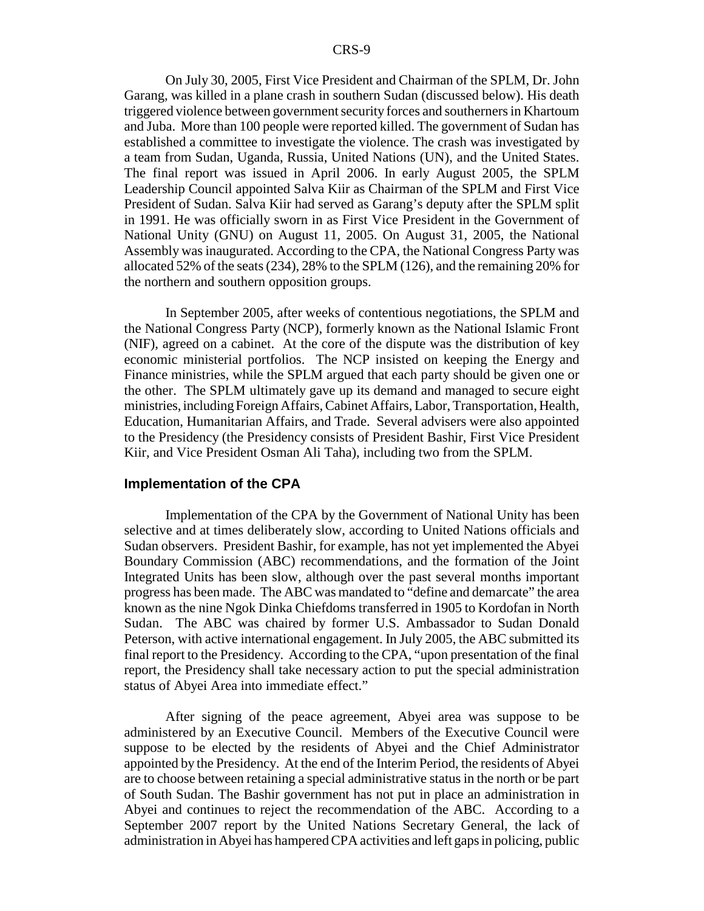On July 30, 2005, First Vice President and Chairman of the SPLM, Dr. John Garang, was killed in a plane crash in southern Sudan (discussed below). His death triggered violence between government security forces and southerners in Khartoum and Juba. More than 100 people were reported killed. The government of Sudan has established a committee to investigate the violence. The crash was investigated by a team from Sudan, Uganda, Russia, United Nations (UN), and the United States. The final report was issued in April 2006. In early August 2005, the SPLM Leadership Council appointed Salva Kiir as Chairman of the SPLM and First Vice President of Sudan. Salva Kiir had served as Garang's deputy after the SPLM split in 1991. He was officially sworn in as First Vice President in the Government of National Unity (GNU) on August 11, 2005. On August 31, 2005, the National Assembly was inaugurated. According to the CPA, the National Congress Party was allocated 52% of the seats (234), 28% to the SPLM (126), and the remaining 20% for the northern and southern opposition groups.

In September 2005, after weeks of contentious negotiations, the SPLM and the National Congress Party (NCP), formerly known as the National Islamic Front (NIF), agreed on a cabinet. At the core of the dispute was the distribution of key economic ministerial portfolios. The NCP insisted on keeping the Energy and Finance ministries, while the SPLM argued that each party should be given one or the other. The SPLM ultimately gave up its demand and managed to secure eight ministries, including Foreign Affairs, Cabinet Affairs, Labor, Transportation, Health, Education, Humanitarian Affairs, and Trade. Several advisers were also appointed to the Presidency (the Presidency consists of President Bashir, First Vice President Kiir, and Vice President Osman Ali Taha), including two from the SPLM.

### Implementation of the CPA

Implementation of the CPA by the Government of National Unity has been selective and at times deliberately slow, according to United Nations officials and Sudan observers. President Bashir, for example, has not yet implemented the Abyei Boundary Commission (ABC) recommendations, and the formation of the Joint Integrated Units has been slow, although over the past several months important progress has been made. The ABC was mandated to "define and demarcate" the area known as the nine Ngok Dinka Chiefdoms transferred in 1905 to Kordofan in North Sudan. The ABC was chaired by former U.S. Ambassador to Sudan Donald Peterson, with active international engagement. In July 2005, the ABC submitted its final report to the Presidency. According to the CPA, "upon presentation of the final report, the Presidency shall take necessary action to put the special administration status of Abyei Area into immediate effect."

After signing of the peace agreement, Abyei area was suppose to be administered by an Executive Council. Members of the Executive Council were suppose to be elected by the residents of Abyei and the Chief Administrator appointed by the Presidency. At the end of the Interim Period, the residents of Abyei are to choose between retaining a special administrative status in the north or be part of South Sudan. The Bashir government has not put in place an administration in Abyei and continues to reject the recommendation of the ABC. According to a September 2007 report by the United Nations Secretary General, the lack of administration in Abyei has hampered CPA activities and left gaps in policing, public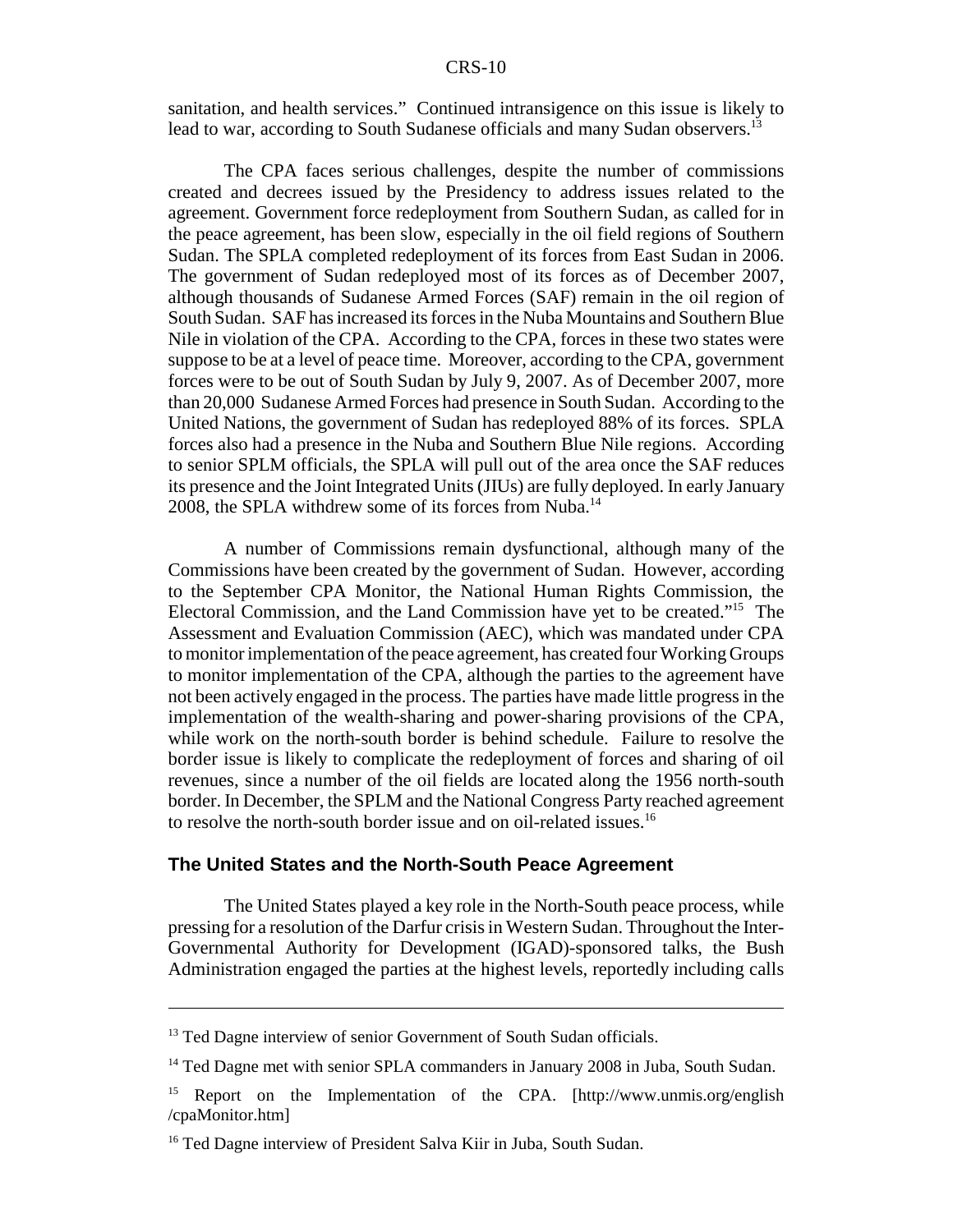sanitation, and health services." Continued intransigence on this issue is likely to lead to war, according to South Sudanese officials and many Sudan observers.[13]

The CPA faces serious challenges, despite the number of commissions created and decrees issued by the Presidency to address issues related to the agreement. Government force redeployment from Southern Sudan, as called for in the peace agreement, has been slow, especially in the oil field regions of Southern Sudan. The SPLA completed redeployment of its forces from East Sudan in 2006. The government of Sudan redeployed most of its forces as of December 2007, although thousands of Sudanese Armed Forces (SAF) remain in the oil region of South Sudan. SAF has increased its forces in the Nuba Mountains and Southern Blue Nile in violation of the CPA. According to the CPA, forces in these two states were suppose to be at a level of peace time. Moreover, according to the CPA, government forces were to be out of South Sudan by July 9, 2007. As of December 2007, more than 20,000 Sudanese Armed Forces had presence in South Sudan. According to the United Nations, the government of Sudan has redeployed 88% of its forces. SPLA forces also had a presence in the Nuba and Southern Blue Nile regions. According to senior SPLM officials, the SPLA will pull out of the area once the SAF reduces its presence and the Joint Integrated Units (JIUs) are fully deployed. In early January 2008, the SPLA withdrew some of its forces from Nuba.[14]

A number of Commissions remain dysfunctional, although many of the Commissions have been created by the government of Sudan. However, according to the September CPA Monitor, the National Human Rights Commission, the Electoral Commission, and the Land Commission have yet to be created."[15] The Assessment and Evaluation Commission (AEC), which was mandated under CPA to monitor implementation of the peace agreement, has created four Working Groups to monitor implementation of the CPA, although the parties to the agreement have not been actively engaged in the process. The parties have made little progress in the implementation of the wealth-sharing and power-sharing provisions of the CPA, while work on the north-south border is behind schedule. Failure to resolve the border issue is likely to complicate the redeployment of forces and sharing of oil revenues, since a number of the oil fields are located along the 1956 north-south border. In December, the SPLM and the National Congress Party reached agreement to resolve the north-south border issue and on oil-related issues.[16]

### The United States and the North-South Peace Agreement

The United States played a key role in the North-South peace process, while pressing for a resolution of the Darfur crisis in Western Sudan. Throughout the Inter-Governmental Authority for Development (IGAD)-sponsored talks, the Bush Administration engaged the parties at the highest levels, reportedly including calls

---

[13] Ted Dagne interview of senior Government of South Sudan officials.

[14] Ted Dagne met with senior SPLA commanders in January 2008 in Juba, South Sudan.

[15] Report on the Implementation of the CPA. [http://www.unmis.org/english/cpaMonitor.htm]

[16] Ted Dagne interview of President Salva Kiir in Juba, South Sudan.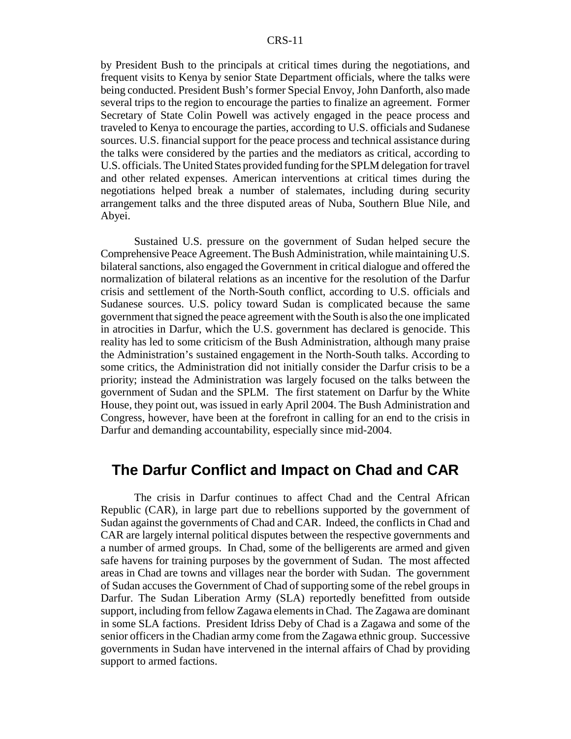by President Bush to the principals at critical times during the negotiations, and frequent visits to Kenya by senior State Department officials, where the talks were being conducted. President Bush's former Special Envoy, John Danforth, also made several trips to the region to encourage the parties to finalize an agreement. Former Secretary of State Colin Powell was actively engaged in the peace process and traveled to Kenya to encourage the parties, according to U.S. officials and Sudanese sources. U.S. financial support for the peace process and technical assistance during the talks were considered by the parties and the mediators as critical, according to U.S. officials. The United States provided funding for the SPLM delegation for travel and other related expenses. American interventions at critical times during the negotiations helped break a number of stalemates, including during security arrangement talks and the three disputed areas of Nuba, Southern Blue Nile, and Abyei.

Sustained U.S. pressure on the government of Sudan helped secure the Comprehensive Peace Agreement. The Bush Administration, while maintaining U.S. bilateral sanctions, also engaged the Government in critical dialogue and offered the normalization of bilateral relations as an incentive for the resolution of the Darfur crisis and settlement of the North-South conflict, according to U.S. officials and Sudanese sources. U.S. policy toward Sudan is complicated because the same government that signed the peace agreement with the South is also the one implicated in atrocities in Darfur, which the U.S. government has declared is genocide. This reality has led to some criticism of the Bush Administration, although many praise the Administration's sustained engagement in the North-South talks. According to some critics, the Administration did not initially consider the Darfur crisis to be a priority; instead the Administration was largely focused on the talks between the government of Sudan and the SPLM. The first statement on Darfur by the White House, they point out, was issued in early April 2004. The Bush Administration and Congress, however, have been at the forefront in calling for an end to the crisis in Darfur and demanding accountability, especially since mid-2004.

## The Darfur Conflict and Impact on Chad and CAR

The crisis in Darfur continues to affect Chad and the Central African Republic (CAR), in large part due to rebellions supported by the government of Sudan against the governments of Chad and CAR. Indeed, the conflicts in Chad and CAR are largely internal political disputes between the respective governments and a number of armed groups. In Chad, some of the belligerents are armed and given safe havens for training purposes by the government of Sudan. The most affected areas in Chad are towns and villages near the border with Sudan. The government of Sudan accuses the Government of Chad of supporting some of the rebel groups in Darfur. The Sudan Liberation Army (SLA) reportedly benefitted from outside support, including from fellow Zagawa elements in Chad. The Zagawa are dominant in some SLA factions. President Idriss Deby of Chad is a Zagawa and some of the senior officers in the Chadian army come from the Zagawa ethnic group. Successive governments in Sudan have intervened in the internal affairs of Chad by providing support to armed factions.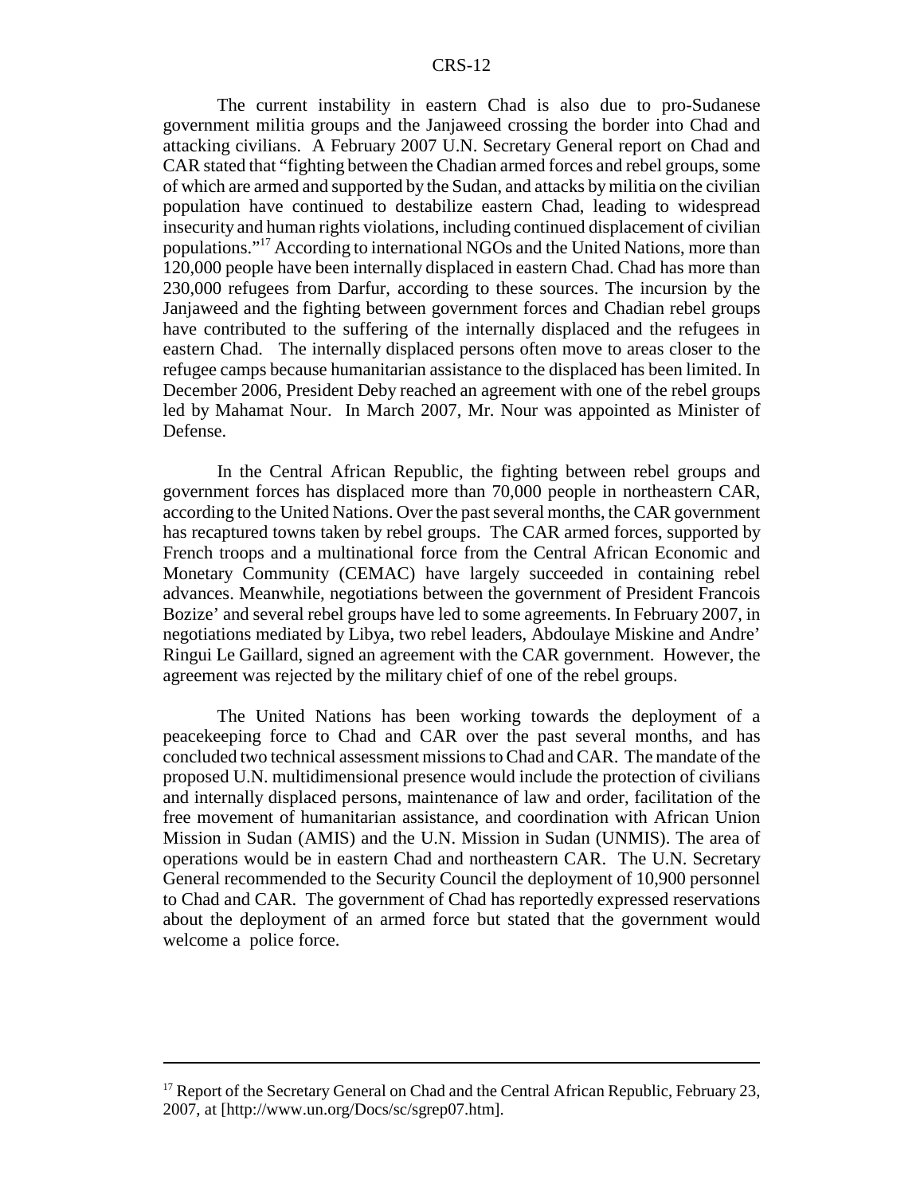The current instability in eastern Chad is also due to pro-Sudanese government militia groups and the Janjaweed crossing the border into Chad and attacking civilians. A February 2007 U.N. Secretary General report on Chad and CAR stated that "fighting between the Chadian armed forces and rebel groups, some of which are armed and supported by the Sudan, and attacks by militia on the civilian population have continued to destabilize eastern Chad, leading to widespread insecurity and human rights violations, including continued displacement of civilian populations."[17] According to international NGOs and the United Nations, more than 120,000 people have been internally displaced in eastern Chad. Chad has more than 230,000 refugees from Darfur, according to these sources. The incursion by the Janjaweed and the fighting between government forces and Chadian rebel groups have contributed to the suffering of the internally displaced and the refugees in eastern Chad. The internally displaced persons often move to areas closer to the refugee camps because humanitarian assistance to the displaced has been limited. In December 2006, President Deby reached an agreement with one of the rebel groups led by Mahamat Nour. In March 2007, Mr. Nour was appointed as Minister of Defense.

In the Central African Republic, the fighting between rebel groups and government forces has displaced more than 70,000 people in northeastern CAR, according to the United Nations. Over the past several months, the CAR government has recaptured towns taken by rebel groups. The CAR armed forces, supported by French troops and a multinational force from the Central African Economic and Monetary Community (CEMAC) have largely succeeded in containing rebel advances. Meanwhile, negotiations between the government of President Francois Bozize' and several rebel groups have led to some agreements. In February 2007, in negotiations mediated by Libya, two rebel leaders, Abdoulaye Miskine and Andre' Ringui Le Gaillard, signed an agreement with the CAR government. However, the agreement was rejected by the military chief of one of the rebel groups.

The United Nations has been working towards the deployment of a peacekeeping force to Chad and CAR over the past several months, and has concluded two technical assessment missions to Chad and CAR. The mandate of the proposed U.N. multidimensional presence would include the protection of civilians and internally displaced persons, maintenance of law and order, facilitation of the free movement of humanitarian assistance, and coordination with African Union Mission in Sudan (AMIS) and the U.N. Mission in Sudan (UNMIS). The area of operations would be in eastern Chad and northeastern CAR. The U.N. Secretary General recommended to the Security Council the deployment of 10,900 personnel to Chad and CAR. The government of Chad has reportedly expressed reservations about the deployment of an armed force but stated that the government would welcome a police force.

---

[17] Report of the Secretary General on Chad and the Central African Republic, February 23, 2007, at [http://www.un.org/Docs/sc/sgrep07.htm].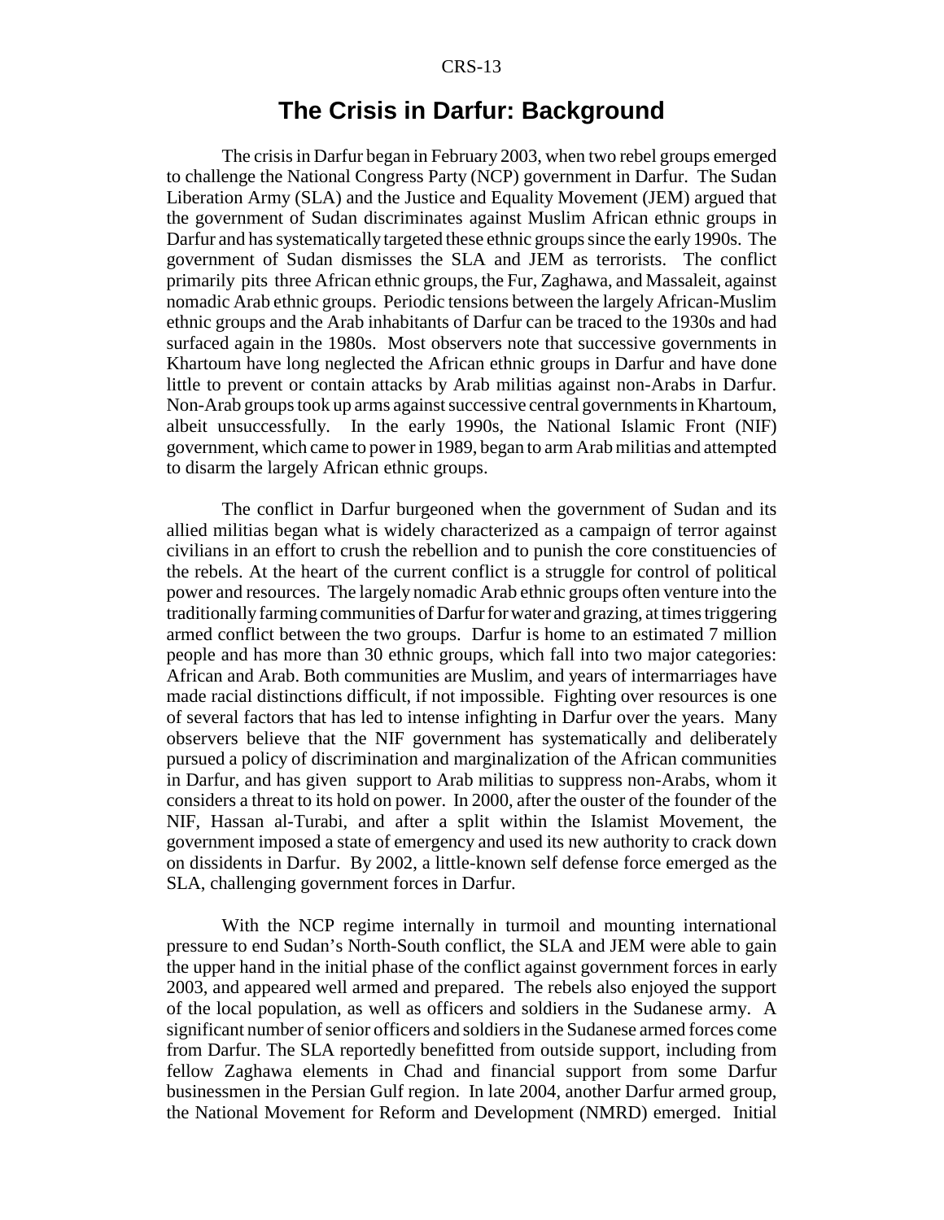# The Crisis in Darfur: Background

The crisis in Darfur began in February 2003, when two rebel groups emerged to challenge the National Congress Party (NCP) government in Darfur. The Sudan Liberation Army (SLA) and the Justice and Equality Movement (JEM) argued that the government of Sudan discriminates against Muslim African ethnic groups in Darfur and has systematically targeted these ethnic groups since the early 1990s. The government of Sudan dismisses the SLA and JEM as terrorists. The conflict primarily pits three African ethnic groups, the Fur, Zaghawa, and Massaleit, against nomadic Arab ethnic groups. Periodic tensions between the largely African-Muslim ethnic groups and the Arab inhabitants of Darfur can be traced to the 1930s and had surfaced again in the 1980s. Most observers note that successive governments in Khartoum have long neglected the African ethnic groups in Darfur and have done little to prevent or contain attacks by Arab militias against non-Arabs in Darfur. Non-Arab groups took up arms against successive central governments in Khartoum, albeit unsuccessfully. In the early 1990s, the National Islamic Front (NIF) government, which came to power in 1989, began to arm Arab militias and attempted to disarm the largely African ethnic groups.

The conflict in Darfur burgeoned when the government of Sudan and its allied militias began what is widely characterized as a campaign of terror against civilians in an effort to crush the rebellion and to punish the core constituencies of the rebels. At the heart of the current conflict is a struggle for control of political power and resources. The largely nomadic Arab ethnic groups often venture into the traditionally farming communities of Darfur for water and grazing, at times triggering armed conflict between the two groups. Darfur is home to an estimated 7 million people and has more than 30 ethnic groups, which fall into two major categories: African and Arab. Both communities are Muslim, and years of intermarriages have made racial distinctions difficult, if not impossible. Fighting over resources is one of several factors that has led to intense infighting in Darfur over the years. Many observers believe that the NIF government has systematically and deliberately pursued a policy of discrimination and marginalization of the African communities in Darfur, and has given support to Arab militias to suppress non-Arabs, whom it considers a threat to its hold on power. In 2000, after the ouster of the founder of the NIF, Hassan al-Turabi, and after a split within the Islamist Movement, the government imposed a state of emergency and used its new authority to crack down on dissidents in Darfur. By 2002, a little-known self defense force emerged as the SLA, challenging government forces in Darfur.

With the NCP regime internally in turmoil and mounting international pressure to end Sudan's North-South conflict, the SLA and JEM were able to gain the upper hand in the initial phase of the conflict against government forces in early 2003, and appeared well armed and prepared. The rebels also enjoyed the support of the local population, as well as officers and soldiers in the Sudanese army. A significant number of senior officers and soldiers in the Sudanese armed forces come from Darfur. The SLA reportedly benefitted from outside support, including from fellow Zaghawa elements in Chad and financial support from some Darfur businessmen in the Persian Gulf region. In late 2004, another Darfur armed group, the National Movement for Reform and Development (NMRD) emerged. Initial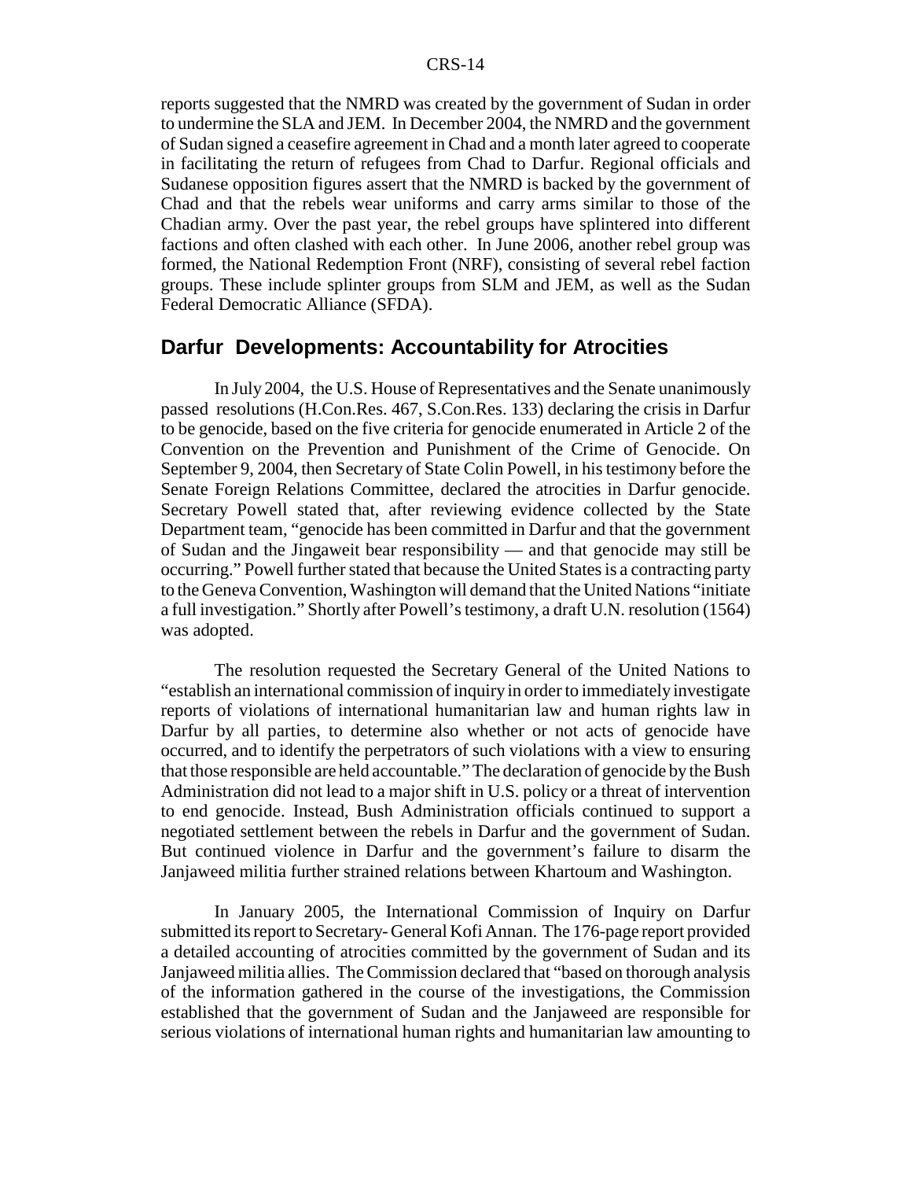reports suggested that the NMRD was created by the government of Sudan in order to undermine the SLA and JEM. In December 2004, the NMRD and the government of Sudan signed a ceasefire agreement in Chad and a month later agreed to cooperate in facilitating the return of refugees from Chad to Darfur. Regional officials and Sudanese opposition figures assert that the NMRD is backed by the government of Chad and that the rebels wear uniforms and carry arms similar to those of the Chadian army. Over the past year, the rebel groups have splintered into different factions and often clashed with each other. In June 2006, another rebel group was formed, the National Redemption Front (NRF), consisting of several rebel faction groups. These include splinter groups from SLM and JEM, as well as the Sudan Federal Democratic Alliance (SFDA).

## Darfur Developments: Accountability for Atrocities

In July 2004, the U.S. House of Representatives and the Senate unanimously passed resolutions (H.Con.Res. 467, S.Con.Res. 133) declaring the crisis in Darfur to be genocide, based on the five criteria for genocide enumerated in Article 2 of the Convention on the Prevention and Punishment of the Crime of Genocide. On September 9, 2004, then Secretary of State Colin Powell, in his testimony before the Senate Foreign Relations Committee, declared the atrocities in Darfur genocide. Secretary Powell stated that, after reviewing evidence collected by the State Department team, "genocide has been committed in Darfur and that the government of Sudan and the Jingaweit bear responsibility — and that genocide may still be occurring." Powell further stated that because the United States is a contracting party to the Geneva Convention, Washington will demand that the United Nations "initiate a full investigation." Shortly after Powell's testimony, a draft U.N. resolution (1564) was adopted.

The resolution requested the Secretary General of the United Nations to "establish an international commission of inquiry in order to immediately investigate reports of violations of international humanitarian law and human rights law in Darfur by all parties, to determine also whether or not acts of genocide have occurred, and to identify the perpetrators of such violations with a view to ensuring that those responsible are held accountable." The declaration of genocide by the Bush Administration did not lead to a major shift in U.S. policy or a threat of intervention to end genocide. Instead, Bush Administration officials continued to support a negotiated settlement between the rebels in Darfur and the government of Sudan. But continued violence in Darfur and the government's failure to disarm the Janjaweed militia further strained relations between Khartoum and Washington.

In January 2005, the International Commission of Inquiry on Darfur submitted its report to Secretary- General Kofi Annan. The 176-page report provided a detailed accounting of atrocities committed by the government of Sudan and its Janjaweed militia allies. The Commission declared that "based on thorough analysis of the information gathered in the course of the investigations, the Commission established that the government of Sudan and the Janjaweed are responsible for serious violations of international human rights and humanitarian law amounting to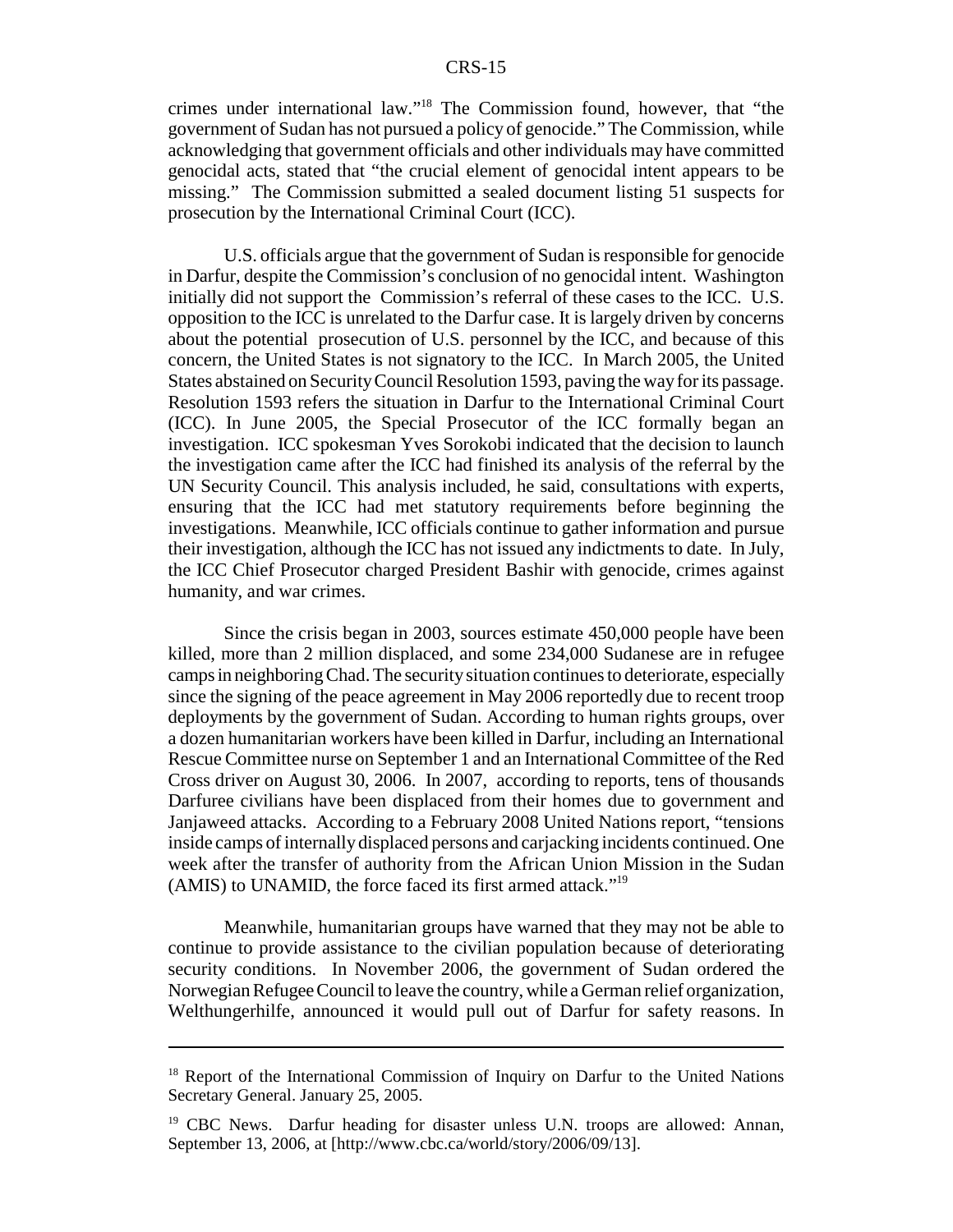crimes under international law."[18] The Commission found, however, that "the government of Sudan has not pursued a policy of genocide." The Commission, while acknowledging that government officials and other individuals may have committed genocidal acts, stated that "the crucial element of genocidal intent appears to be missing." The Commission submitted a sealed document listing 51 suspects for prosecution by the International Criminal Court (ICC).

U.S. officials argue that the government of Sudan is responsible for genocide in Darfur, despite the Commission's conclusion of no genocidal intent. Washington initially did not support the Commission's referral of these cases to the ICC. U.S. opposition to the ICC is unrelated to the Darfur case. It is largely driven by concerns about the potential prosecution of U.S. personnel by the ICC, and because of this concern, the United States is not signatory to the ICC. In March 2005, the United States abstained on Security Council Resolution 1593, paving the way for its passage. Resolution 1593 refers the situation in Darfur to the International Criminal Court (ICC). In June 2005, the Special Prosecutor of the ICC formally began an investigation. ICC spokesman Yves Sorokobi indicated that the decision to launch the investigation came after the ICC had finished its analysis of the referral by the UN Security Council. This analysis included, he said, consultations with experts, ensuring that the ICC had met statutory requirements before beginning the investigations. Meanwhile, ICC officials continue to gather information and pursue their investigation, although the ICC has not issued any indictments to date. In July, the ICC Chief Prosecutor charged President Bashir with genocide, crimes against humanity, and war crimes.

Since the crisis began in 2003, sources estimate 450,000 people have been killed, more than 2 million displaced, and some 234,000 Sudanese are in refugee camps in neighboring Chad. The security situation continues to deteriorate, especially since the signing of the peace agreement in May 2006 reportedly due to recent troop deployments by the government of Sudan. According to human rights groups, over a dozen humanitarian workers have been killed in Darfur, including an International Rescue Committee nurse on September 1 and an International Committee of the Red Cross driver on August 30, 2006. In 2007, according to reports, tens of thousands Darfuree civilians have been displaced from their homes due to government and Janjaweed attacks. According to a February 2008 United Nations report, "tensions inside camps of internally displaced persons and carjacking incidents continued. One week after the transfer of authority from the African Union Mission in the Sudan (AMIS) to UNAMID, the force faced its first armed attack."[19]

Meanwhile, humanitarian groups have warned that they may not be able to continue to provide assistance to the civilian population because of deteriorating security conditions. In November 2006, the government of Sudan ordered the Norwegian Refugee Council to leave the country, while a German relief organization, Welthungerhilfe, announced it would pull out of Darfur for safety reasons. In

---

[18] Report of the International Commission of Inquiry on Darfur to the United Nations Secretary General. January 25, 2005.

[19] CBC News. Darfur heading for disaster unless U.N. troops are allowed: Annan, September 13, 2006, at [http://www.cbc.ca/world/story/2006/09/13].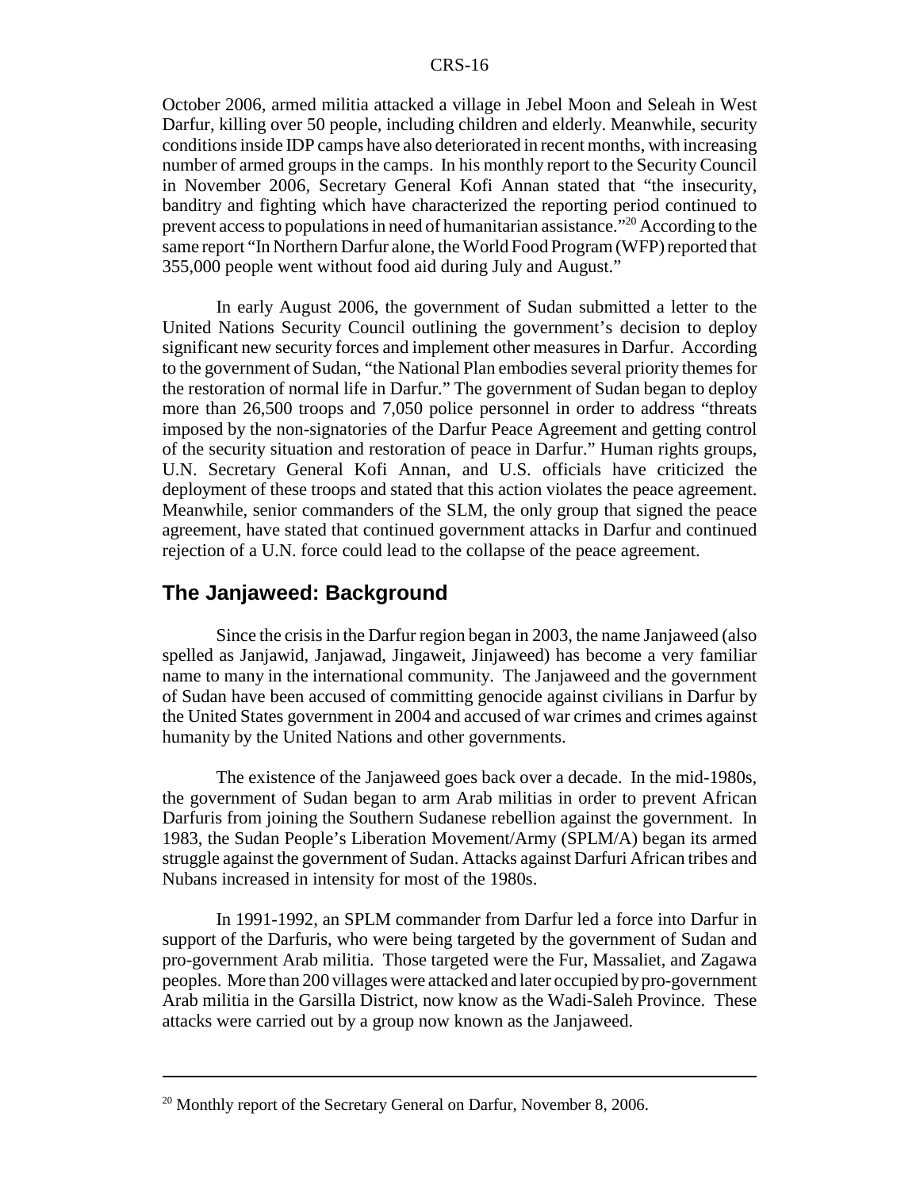October 2006, armed militia attacked a village in Jebel Moon and Seleah in West Darfur, killing over 50 people, including children and elderly. Meanwhile, security conditions inside IDP camps have also deteriorated in recent months, with increasing number of armed groups in the camps. In his monthly report to the Security Council in November 2006, Secretary General Kofi Annan stated that "the insecurity, banditry and fighting which have characterized the reporting period continued to prevent access to populations in need of humanitarian assistance."[20] According to the same report "In Northern Darfur alone, the World Food Program (WFP) reported that 355,000 people went without food aid during July and August."

In early August 2006, the government of Sudan submitted a letter to the United Nations Security Council outlining the government's decision to deploy significant new security forces and implement other measures in Darfur. According to the government of Sudan, "the National Plan embodies several priority themes for the restoration of normal life in Darfur." The government of Sudan began to deploy more than 26,500 troops and 7,050 police personnel in order to address "threats imposed by the non-signatories of the Darfur Peace Agreement and getting control of the security situation and restoration of peace in Darfur." Human rights groups, U.N. Secretary General Kofi Annan, and U.S. officials have criticized the deployment of these troops and stated that this action violates the peace agreement. Meanwhile, senior commanders of the SLM, the only group that signed the peace agreement, have stated that continued government attacks in Darfur and continued rejection of a U.N. force could lead to the collapse of the peace agreement.

## The Janjaweed: Background

Since the crisis in the Darfur region began in 2003, the name Janjaweed (also spelled as Janjawid, Janjawad, Jingaweit, Jinjaweed) has become a very familiar name to many in the international community. The Janjaweed and the government of Sudan have been accused of committing genocide against civilians in Darfur by the United States government in 2004 and accused of war crimes and crimes against humanity by the United Nations and other governments.

The existence of the Janjaweed goes back over a decade. In the mid-1980s, the government of Sudan began to arm Arab militias in order to prevent African Darfuris from joining the Southern Sudanese rebellion against the government. In 1983, the Sudan People's Liberation Movement/Army (SPLM/A) began its armed struggle against the government of Sudan. Attacks against Darfuri African tribes and Nubans increased in intensity for most of the 1980s.

In 1991-1992, an SPLM commander from Darfur led a force into Darfur in support of the Darfuris, who were being targeted by the government of Sudan and pro-government Arab militia. Those targeted were the Fur, Massaliet, and Zagawa peoples. More than 200 villages were attacked and later occupied by pro-government Arab militia in the Garsilla District, now know as the Wadi-Saleh Province. These attacks were carried out by a group now known as the Janjaweed.

---

[20] Monthly report of the Secretary General on Darfur, November 8, 2006.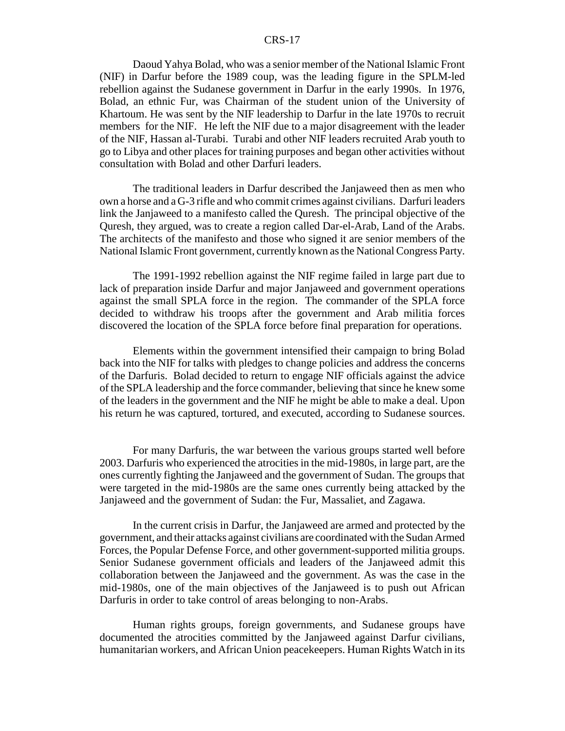Daoud Yahya Bolad, who was a senior member of the National Islamic Front (NIF) in Darfur before the 1989 coup, was the leading figure in the SPLM-led rebellion against the Sudanese government in Darfur in the early 1990s. In 1976, Bolad, an ethnic Fur, was Chairman of the student union of the University of Khartoum. He was sent by the NIF leadership to Darfur in the late 1970s to recruit members for the NIF. He left the NIF due to a major disagreement with the leader of the NIF, Hassan al-Turabi. Turabi and other NIF leaders recruited Arab youth to go to Libya and other places for training purposes and began other activities without consultation with Bolad and other Darfuri leaders.

The traditional leaders in Darfur described the Janjaweed then as men who own a horse and a G-3 rifle and who commit crimes against civilians. Darfuri leaders link the Janjaweed to a manifesto called the Quresh. The principal objective of the Quresh, they argued, was to create a region called Dar-el-Arab, Land of the Arabs. The architects of the manifesto and those who signed it are senior members of the National Islamic Front government, currently known as the National Congress Party.

The 1991-1992 rebellion against the NIF regime failed in large part due to lack of preparation inside Darfur and major Janjaweed and government operations against the small SPLA force in the region. The commander of the SPLA force decided to withdraw his troops after the government and Arab militia forces discovered the location of the SPLA force before final preparation for operations.

Elements within the government intensified their campaign to bring Bolad back into the NIF for talks with pledges to change policies and address the concerns of the Darfuris. Bolad decided to return to engage NIF officials against the advice of the SPLA leadership and the force commander, believing that since he knew some of the leaders in the government and the NIF he might be able to make a deal. Upon his return he was captured, tortured, and executed, according to Sudanese sources.

For many Darfuris, the war between the various groups started well before 2003. Darfuris who experienced the atrocities in the mid-1980s, in large part, are the ones currently fighting the Janjaweed and the government of Sudan. The groups that were targeted in the mid-1980s are the same ones currently being attacked by the Janjaweed and the government of Sudan: the Fur, Massaliet, and Zagawa.

In the current crisis in Darfur, the Janjaweed are armed and protected by the government, and their attacks against civilians are coordinated with the Sudan Armed Forces, the Popular Defense Force, and other government-supported militia groups. Senior Sudanese government officials and leaders of the Janjaweed admit this collaboration between the Janjaweed and the government. As was the case in the mid-1980s, one of the main objectives of the Janjaweed is to push out African Darfuris in order to take control of areas belonging to non-Arabs.

Human rights groups, foreign governments, and Sudanese groups have documented the atrocities committed by the Janjaweed against Darfur civilians, humanitarian workers, and African Union peacekeepers. Human Rights Watch in its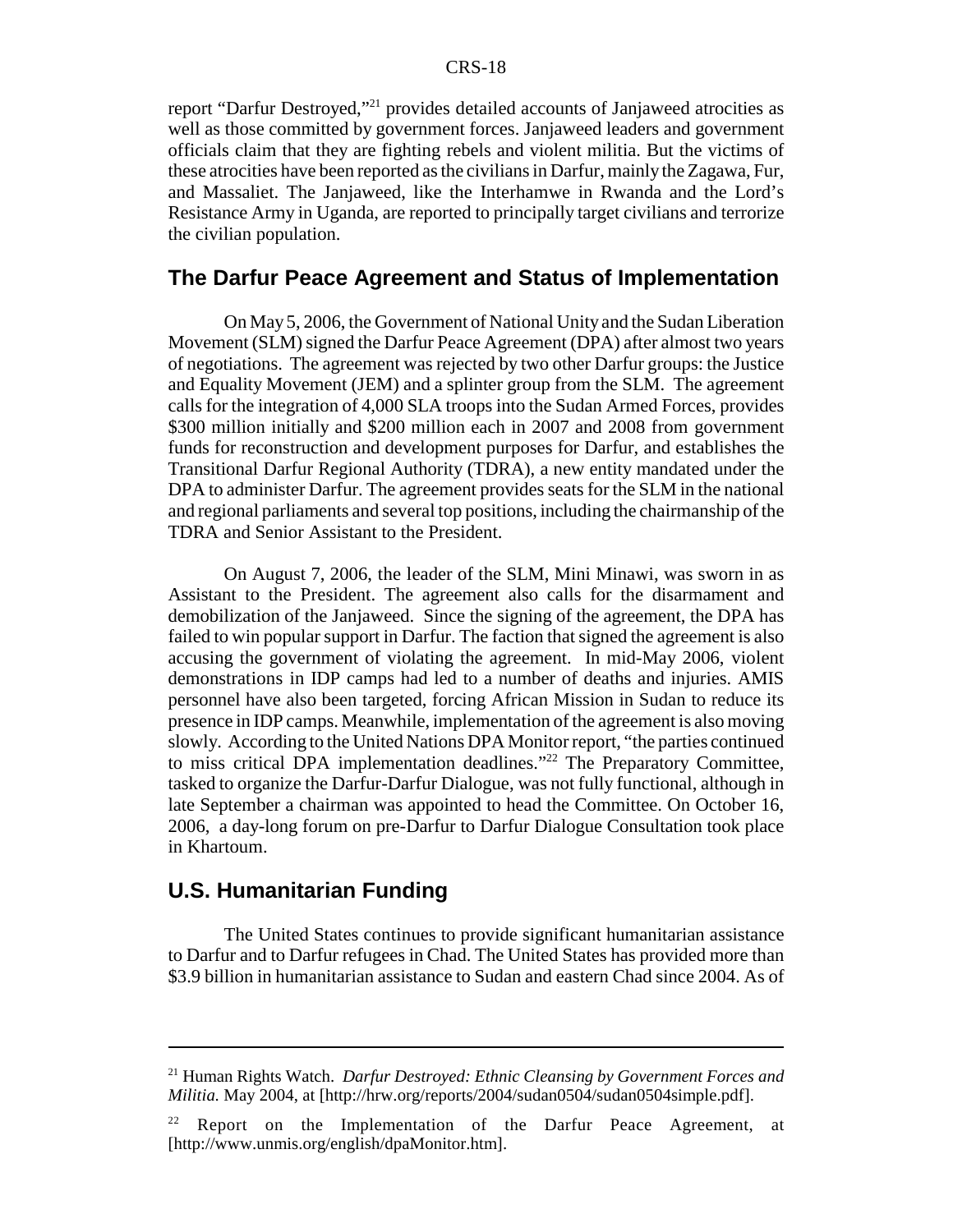report "Darfur Destroyed,"[21] provides detailed accounts of Janjaweed atrocities as well as those committed by government forces. Janjaweed leaders and government officials claim that they are fighting rebels and violent militia. But the victims of these atrocities have been reported as the civilians in Darfur, mainly the Zagawa, Fur, and Massaliet. The Janjaweed, like the Interhamwe in Rwanda and the Lord's Resistance Army in Uganda, are reported to principally target civilians and terrorize the civilian population.

## The Darfur Peace Agreement and Status of Implementation

On May 5, 2006, the Government of National Unity and the Sudan Liberation Movement (SLM) signed the Darfur Peace Agreement (DPA) after almost two years of negotiations. The agreement was rejected by two other Darfur groups: the Justice and Equality Movement (JEM) and a splinter group from the SLM. The agreement calls for the integration of 4,000 SLA troops into the Sudan Armed Forces, provides \$300 million initially and \$200 million each in 2007 and 2008 from government funds for reconstruction and development purposes for Darfur, and establishes the Transitional Darfur Regional Authority (TDRA), a new entity mandated under the DPA to administer Darfur. The agreement provides seats for the SLM in the national and regional parliaments and several top positions, including the chairmanship of the TDRA and Senior Assistant to the President.

On August 7, 2006, the leader of the SLM, Mini Minawi, was sworn in as Assistant to the President. The agreement also calls for the disarmament and demobilization of the Janjaweed. Since the signing of the agreement, the DPA has failed to win popular support in Darfur. The faction that signed the agreement is also accusing the government of violating the agreement. In mid-May 2006, violent demonstrations in IDP camps had led to a number of deaths and injuries. AMIS personnel have also been targeted, forcing African Mission in Sudan to reduce its presence in IDP camps. Meanwhile, implementation of the agreement is also moving slowly. According to the United Nations DPA Monitor report, "the parties continued to miss critical DPA implementation deadlines."[22] The Preparatory Committee, tasked to organize the Darfur-Darfur Dialogue, was not fully functional, although in late September a chairman was appointed to head the Committee. On October 16, 2006, a day-long forum on pre-Darfur to Darfur Dialogue Consultation took place in Khartoum.

## U.S. Humanitarian Funding

The United States continues to provide significant humanitarian assistance to Darfur and to Darfur refugees in Chad. The United States has provided more than \$3.9 billion in humanitarian assistance to Sudan and eastern Chad since 2004. As of

---

[21] Human Rights Watch. *Darfur Destroyed: Ethnic Cleansing by Government Forces and Militia.* May 2004, at [http://hrw.org/reports/2004/sudan0504/sudan0504simple.pdf].

[22] Report on the Implementation of the Darfur Peace Agreement, at [http://www.unmis.org/english/dpaMonitor.htm].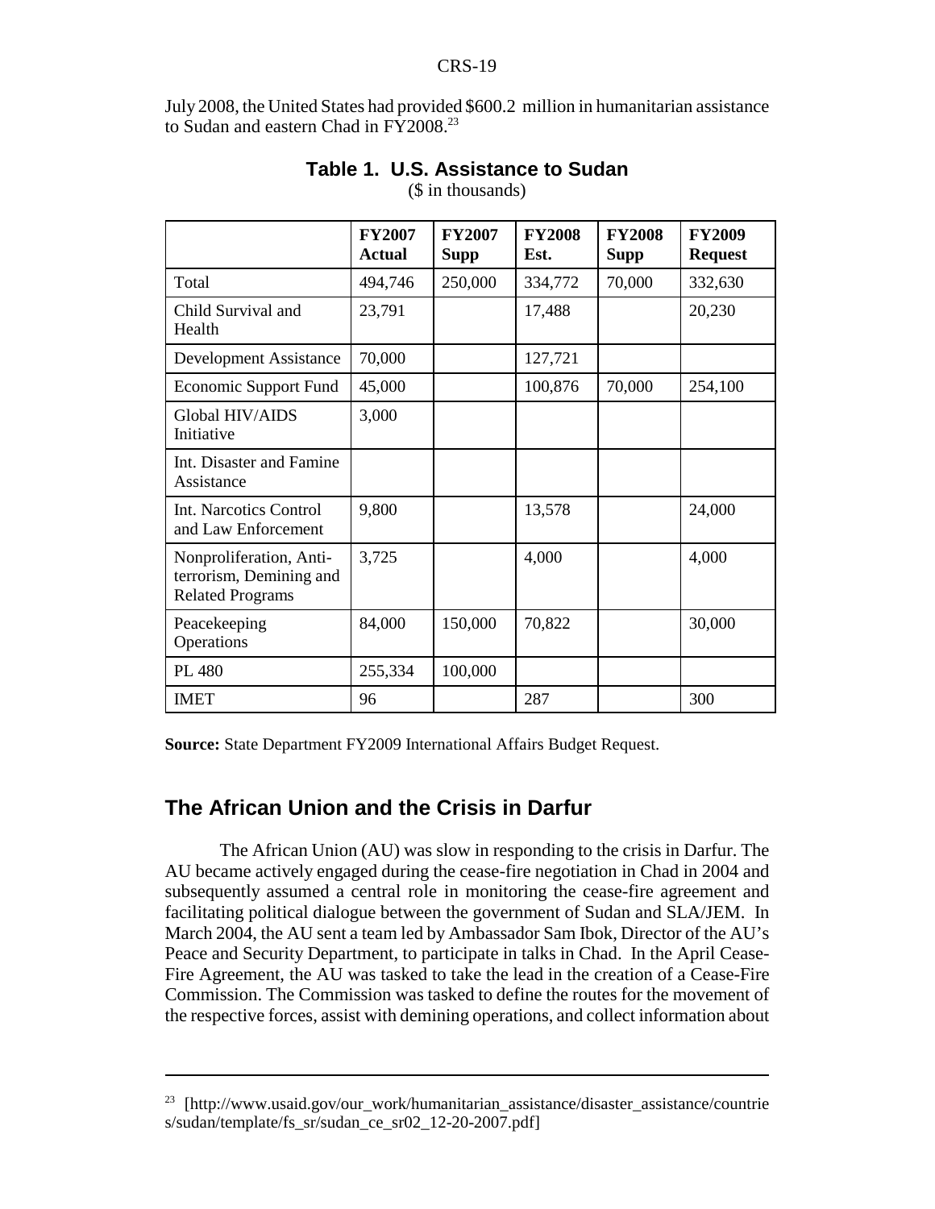July 2008, the United States had provided $600.2 million in humanitarian assistance to Sudan and eastern Chad in FY2008.[23]

**Table 1. U.S. Assistance to Sudan**

($ in thousands)

| | FY2007 Actual | FY2007 Supp | FY2008 Est. | FY2008 Supp | FY2009 Request |
|---|---|---|---|---|---|
| Total | 494,746 | 250,000 | 334,772 | 70,000 | 332,630 |
| Child Survival and Health | 23,791 | | 17,488 | | 20,230 |
| Development Assistance | 70,000 | | 127,721 | | |
| Economic Support Fund | 45,000 | | 100,876 | 70,000 | 254,100 |
| Global HIV/AIDS Initiative | 3,000 | | | | |
| Int. Disaster and Famine Assistance | | | | | |
| Int. Narcotics Control and Law Enforcement | 9,800 | | 13,578 | | 24,000 |
| Nonproliferation, Anti-terrorism, Demining and Related Programs | 3,725 | | 4,000 | | 4,000 |
| Peacekeeping Operations | 84,000 | 150,000 | 70,822 | | 30,000 |
| PL 480 | 255,334 | 100,000 | | | |
| IMET | 96 | | 287 | | 300 |

**Source:** State Department FY2009 International Affairs Budget Request.

## The African Union and the Crisis in Darfur

The African Union (AU) was slow in responding to the crisis in Darfur. The AU became actively engaged during the cease-fire negotiation in Chad in 2004 and subsequently assumed a central role in monitoring the cease-fire agreement and facilitating political dialogue between the government of Sudan and SLA/JEM. In March 2004, the AU sent a team led by Ambassador Sam Ibok, Director of the AU's Peace and Security Department, to participate in talks in Chad. In the April Cease-Fire Agreement, the AU was tasked to take the lead in the creation of a Cease-Fire Commission. The Commission was tasked to define the routes for the movement of the respective forces, assist with demining operations, and collect information about

[23] [http://www.usaid.gov/our_work/humanitarian_assistance/disaster_assistance/countries/sudan/template/fs_sr/sudan_ce_sr02_12-20-2007.pdf]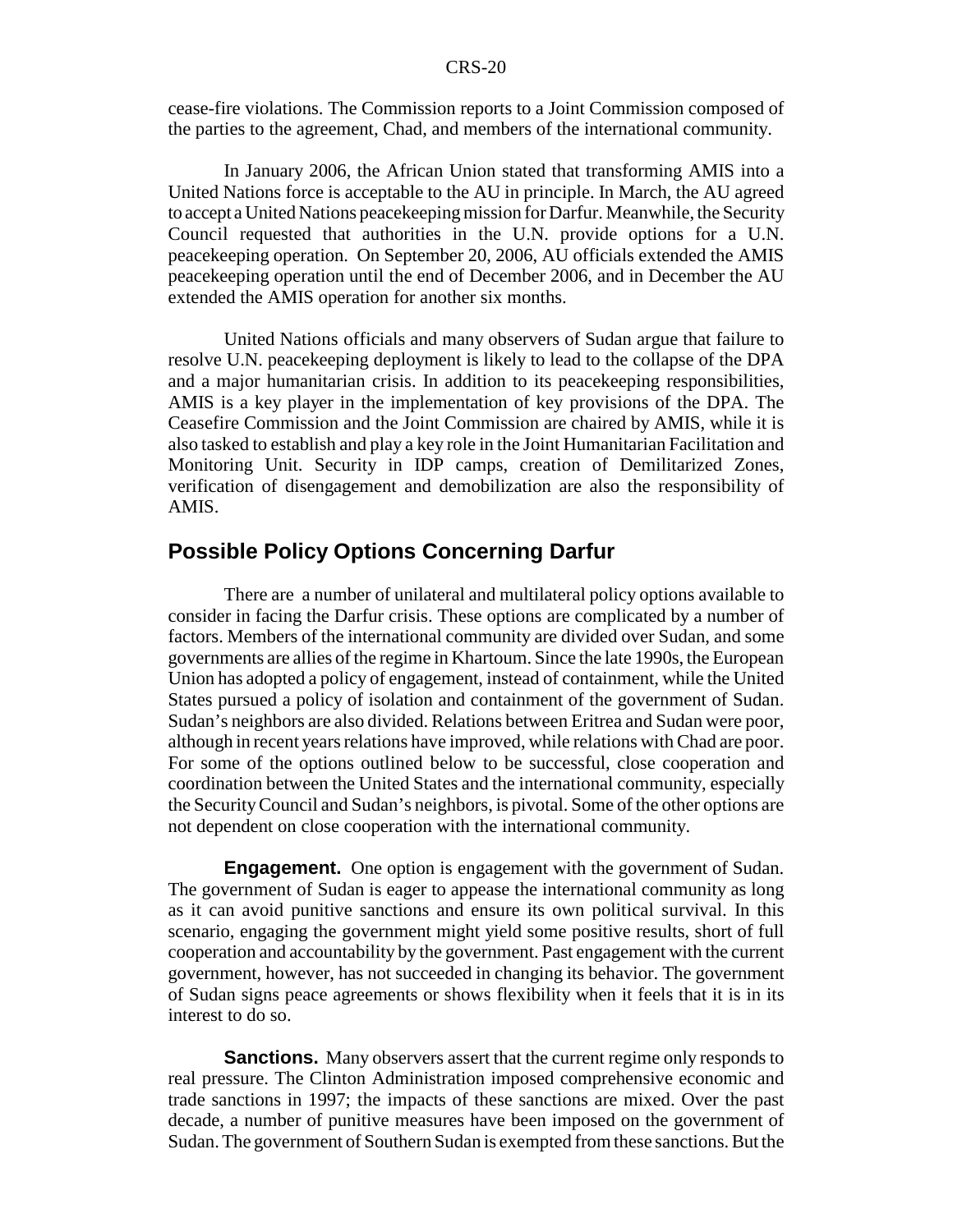cease-fire violations. The Commission reports to a Joint Commission composed of the parties to the agreement, Chad, and members of the international community.

In January 2006, the African Union stated that transforming AMIS into a United Nations force is acceptable to the AU in principle. In March, the AU agreed to accept a United Nations peacekeeping mission for Darfur. Meanwhile, the Security Council requested that authorities in the U.N. provide options for a U.N. peacekeeping operation. On September 20, 2006, AU officials extended the AMIS peacekeeping operation until the end of December 2006, and in December the AU extended the AMIS operation for another six months.

United Nations officials and many observers of Sudan argue that failure to resolve U.N. peacekeeping deployment is likely to lead to the collapse of the DPA and a major humanitarian crisis. In addition to its peacekeeping responsibilities, AMIS is a key player in the implementation of key provisions of the DPA. The Ceasefire Commission and the Joint Commission are chaired by AMIS, while it is also tasked to establish and play a key role in the Joint Humanitarian Facilitation and Monitoring Unit. Security in IDP camps, creation of Demilitarized Zones, verification of disengagement and demobilization are also the responsibility of AMIS.

## Possible Policy Options Concerning Darfur

There are a number of unilateral and multilateral policy options available to consider in facing the Darfur crisis. These options are complicated by a number of factors. Members of the international community are divided over Sudan, and some governments are allies of the regime in Khartoum. Since the late 1990s, the European Union has adopted a policy of engagement, instead of containment, while the United States pursued a policy of isolation and containment of the government of Sudan. Sudan's neighbors are also divided. Relations between Eritrea and Sudan were poor, although in recent years relations have improved, while relations with Chad are poor. For some of the options outlined below to be successful, close cooperation and coordination between the United States and the international community, especially the Security Council and Sudan's neighbors, is pivotal. Some of the other options are not dependent on close cooperation with the international community.

**Engagement.** One option is engagement with the government of Sudan. The government of Sudan is eager to appease the international community as long as it can avoid punitive sanctions and ensure its own political survival. In this scenario, engaging the government might yield some positive results, short of full cooperation and accountability by the government. Past engagement with the current government, however, has not succeeded in changing its behavior. The government of Sudan signs peace agreements or shows flexibility when it feels that it is in its interest to do so.

**Sanctions.** Many observers assert that the current regime only responds to real pressure. The Clinton Administration imposed comprehensive economic and trade sanctions in 1997; the impacts of these sanctions are mixed. Over the past decade, a number of punitive measures have been imposed on the government of Sudan. The government of Southern Sudan is exempted from these sanctions. But the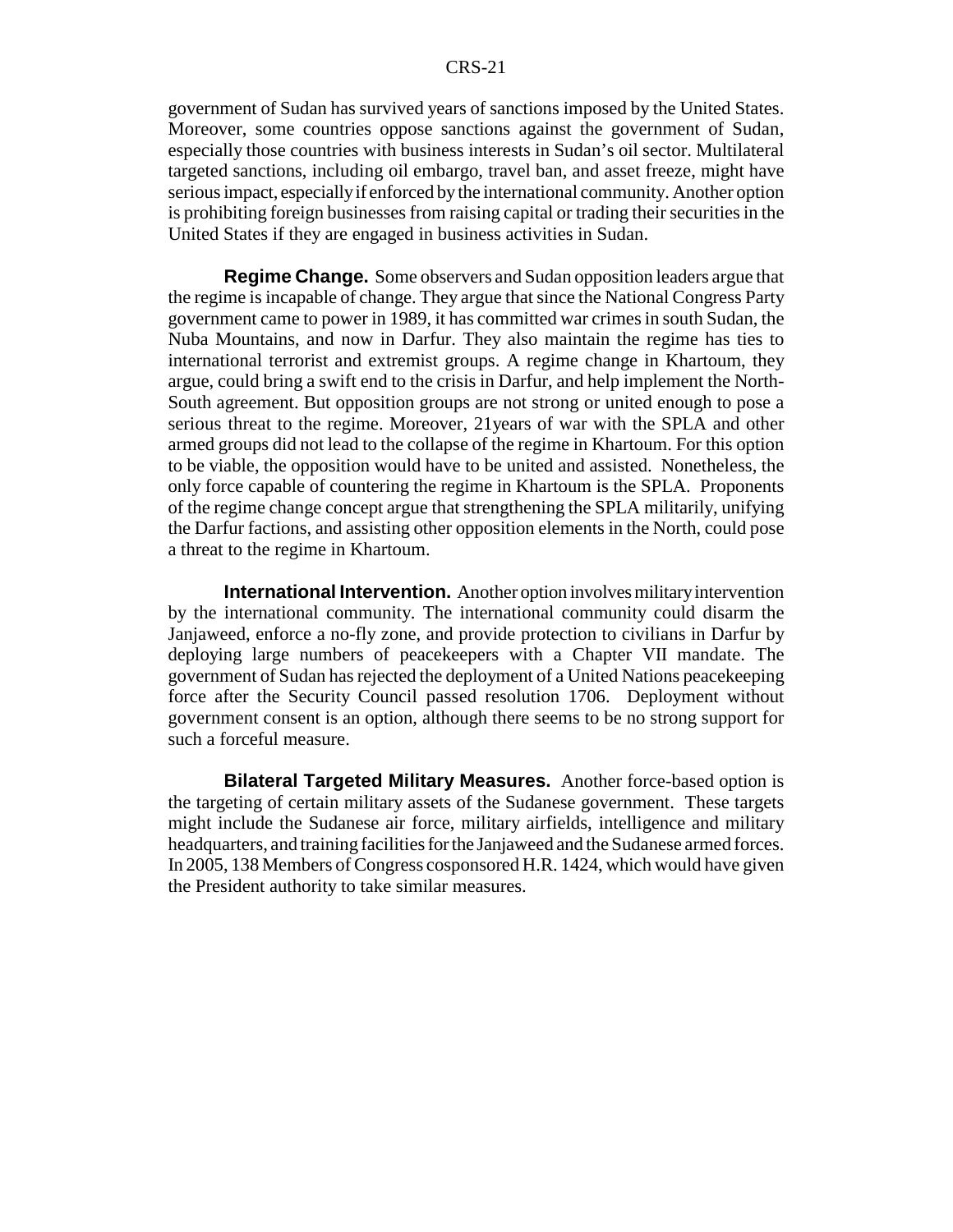government of Sudan has survived years of sanctions imposed by the United States. Moreover, some countries oppose sanctions against the government of Sudan, especially those countries with business interests in Sudan's oil sector. Multilateral targeted sanctions, including oil embargo, travel ban, and asset freeze, might have serious impact, especially if enforced by the international community. Another option is prohibiting foreign businesses from raising capital or trading their securities in the United States if they are engaged in business activities in Sudan.

**Regime Change.** Some observers and Sudan opposition leaders argue that the regime is incapable of change. They argue that since the National Congress Party government came to power in 1989, it has committed war crimes in south Sudan, the Nuba Mountains, and now in Darfur. They also maintain the regime has ties to international terrorist and extremist groups. A regime change in Khartoum, they argue, could bring a swift end to the crisis in Darfur, and help implement the North-South agreement. But opposition groups are not strong or united enough to pose a serious threat to the regime. Moreover, 21years of war with the SPLA and other armed groups did not lead to the collapse of the regime in Khartoum. For this option to be viable, the opposition would have to be united and assisted. Nonetheless, the only force capable of countering the regime in Khartoum is the SPLA. Proponents of the regime change concept argue that strengthening the SPLA militarily, unifying the Darfur factions, and assisting other opposition elements in the North, could pose a threat to the regime in Khartoum.

**International Intervention.** Another option involves military intervention by the international community. The international community could disarm the Janjaweed, enforce a no-fly zone, and provide protection to civilians in Darfur by deploying large numbers of peacekeepers with a Chapter VII mandate. The government of Sudan has rejected the deployment of a United Nations peacekeeping force after the Security Council passed resolution 1706. Deployment without government consent is an option, although there seems to be no strong support for such a forceful measure.

**Bilateral Targeted Military Measures.** Another force-based option is the targeting of certain military assets of the Sudanese government. These targets might include the Sudanese air force, military airfields, intelligence and military headquarters, and training facilities for the Janjaweed and the Sudanese armed forces. In 2005, 138 Members of Congress cosponsored H.R. 1424, which would have given the President authority to take similar measures.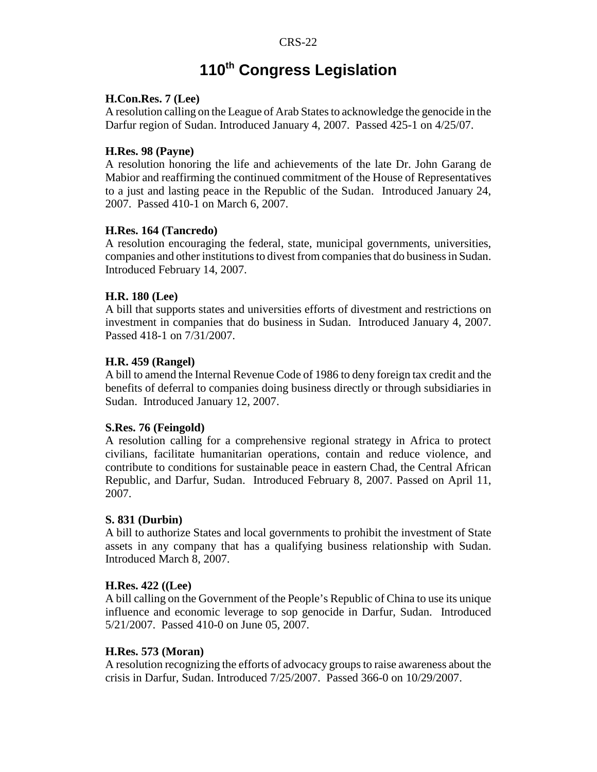# 110th Congress Legislation

**H.Con.Res. 7 (Lee)**
A resolution calling on the League of Arab States to acknowledge the genocide in the Darfur region of Sudan. Introduced January 4, 2007. Passed 425-1 on 4/25/07.

**H.Res. 98 (Payne)**
A resolution honoring the life and achievements of the late Dr. John Garang de Mabior and reaffirming the continued commitment of the House of Representatives to a just and lasting peace in the Republic of the Sudan. Introduced January 24, 2007. Passed 410-1 on March 6, 2007.

**H.Res. 164 (Tancredo)**
A resolution encouraging the federal, state, municipal governments, universities, companies and other institutions to divest from companies that do business in Sudan. Introduced February 14, 2007.

**H.R. 180 (Lee)**
A bill that supports states and universities efforts of divestment and restrictions on investment in companies that do business in Sudan. Introduced January 4, 2007. Passed 418-1 on 7/31/2007.

**H.R. 459 (Rangel)**
A bill to amend the Internal Revenue Code of 1986 to deny foreign tax credit and the benefits of deferral to companies doing business directly or through subsidiaries in Sudan. Introduced January 12, 2007.

**S.Res. 76 (Feingold)**
A resolution calling for a comprehensive regional strategy in Africa to protect civilians, facilitate humanitarian operations, contain and reduce violence, and contribute to conditions for sustainable peace in eastern Chad, the Central African Republic, and Darfur, Sudan. Introduced February 8, 2007. Passed on April 11, 2007.

**S. 831 (Durbin)**
A bill to authorize States and local governments to prohibit the investment of State assets in any company that has a qualifying business relationship with Sudan. Introduced March 8, 2007.

**H.Res. 422 ((Lee)**
A bill calling on the Government of the People's Republic of China to use its unique influence and economic leverage to sop genocide in Darfur, Sudan. Introduced 5/21/2007. Passed 410-0 on June 05, 2007.

**H.Res. 573 (Moran)**
A resolution recognizing the efforts of advocacy groups to raise awareness about the crisis in Darfur, Sudan. Introduced 7/25/2007. Passed 366-0 on 10/29/2007.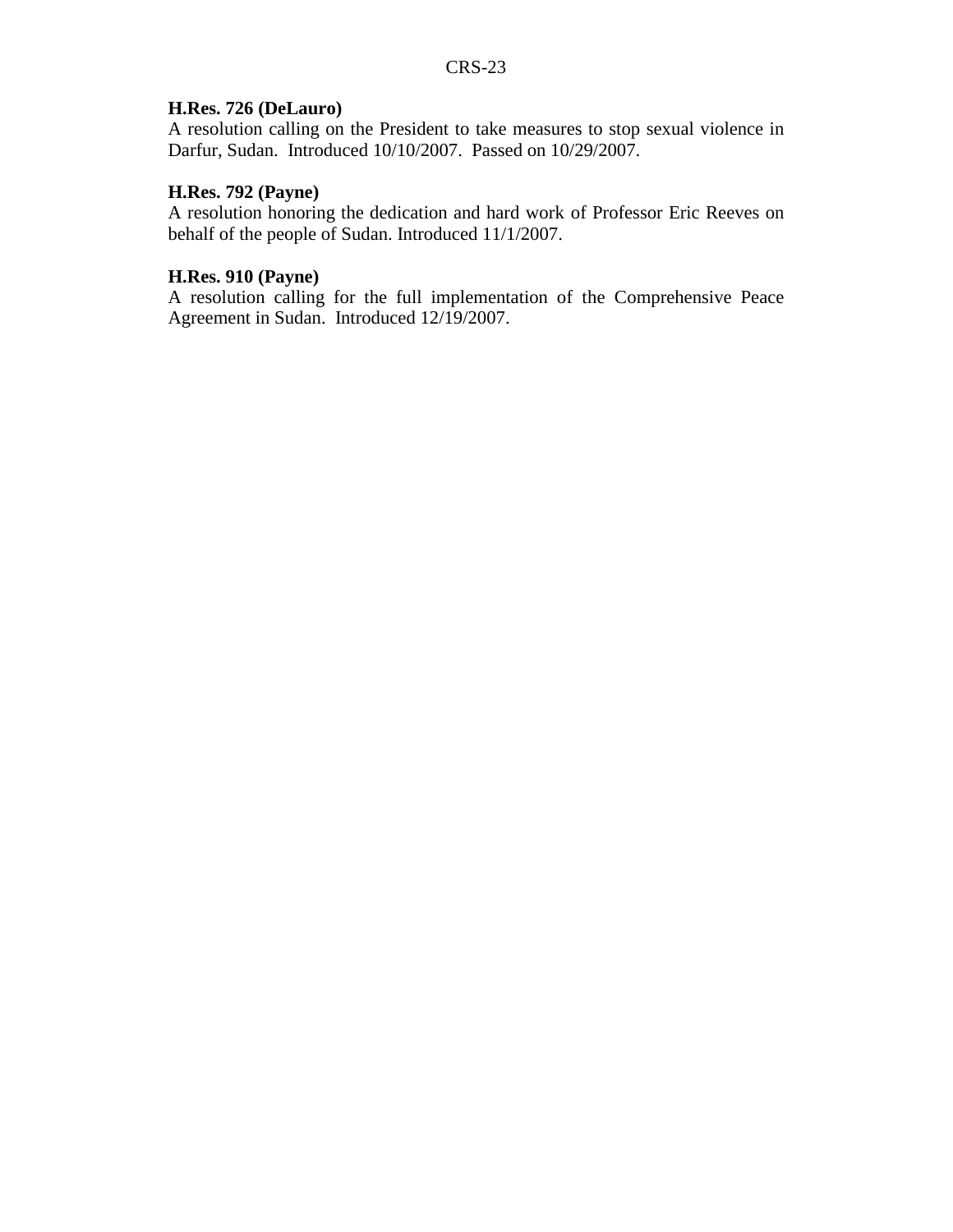**H.Res. 726 (DeLauro)**
A resolution calling on the President to take measures to stop sexual violence in Darfur, Sudan. Introduced 10/10/2007. Passed on 10/29/2007.

**H.Res. 792 (Payne)**
A resolution honoring the dedication and hard work of Professor Eric Reeves on behalf of the people of Sudan. Introduced 11/1/2007.

**H.Res. 910 (Payne)**
A resolution calling for the full implementation of the Comprehensive Peace Agreement in Sudan. Introduced 12/19/2007.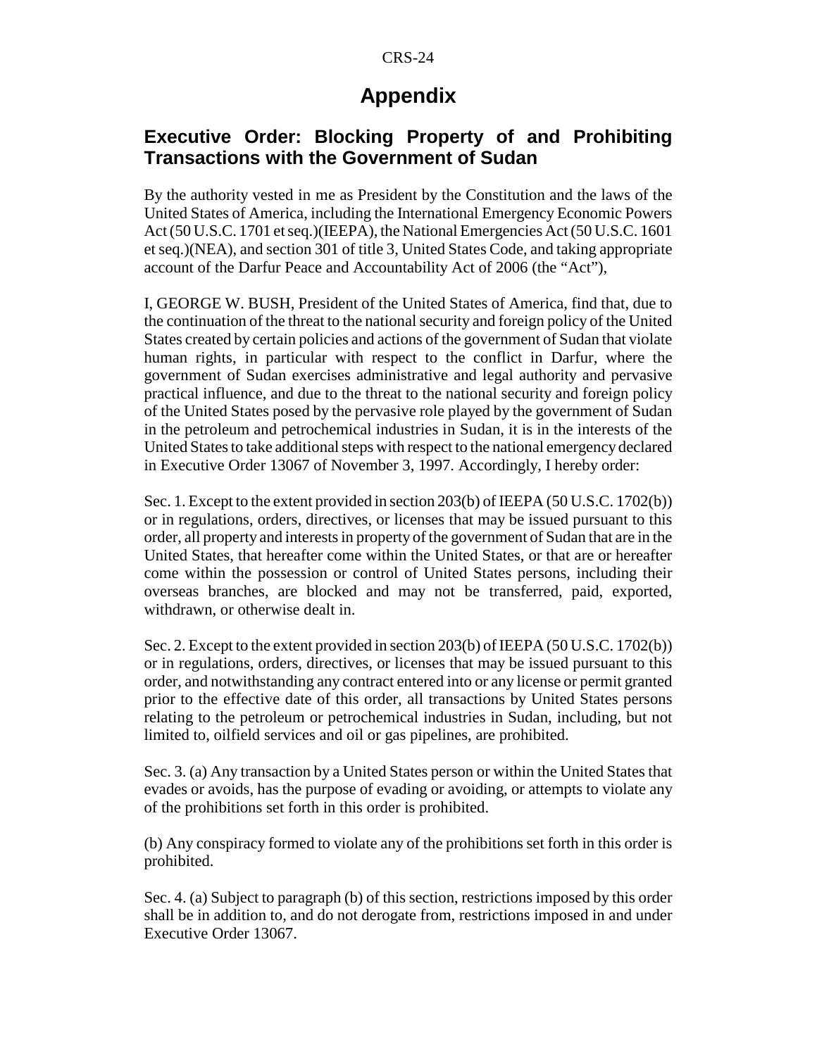# Appendix

## Executive Order: Blocking Property of and Prohibiting Transactions with the Government of Sudan

By the authority vested in me as President by the Constitution and the laws of the United States of America, including the International Emergency Economic Powers Act (50 U.S.C. 1701 et seq.)(IEEPA), the National Emergencies Act (50 U.S.C. 1601 et seq.)(NEA), and section 301 of title 3, United States Code, and taking appropriate account of the Darfur Peace and Accountability Act of 2006 (the "Act"),

I, GEORGE W. BUSH, President of the United States of America, find that, due to the continuation of the threat to the national security and foreign policy of the United States created by certain policies and actions of the government of Sudan that violate human rights, in particular with respect to the conflict in Darfur, where the government of Sudan exercises administrative and legal authority and pervasive practical influence, and due to the threat to the national security and foreign policy of the United States posed by the pervasive role played by the government of Sudan in the petroleum and petrochemical industries in Sudan, it is in the interests of the United States to take additional steps with respect to the national emergency declared in Executive Order 13067 of November 3, 1997. Accordingly, I hereby order:

Sec. 1. Except to the extent provided in section 203(b) of IEEPA (50 U.S.C. 1702(b)) or in regulations, orders, directives, or licenses that may be issued pursuant to this order, all property and interests in property of the government of Sudan that are in the United States, that hereafter come within the United States, or that are or hereafter come within the possession or control of United States persons, including their overseas branches, are blocked and may not be transferred, paid, exported, withdrawn, or otherwise dealt in.

Sec. 2. Except to the extent provided in section 203(b) of IEEPA (50 U.S.C. 1702(b)) or in regulations, orders, directives, or licenses that may be issued pursuant to this order, and notwithstanding any contract entered into or any license or permit granted prior to the effective date of this order, all transactions by United States persons relating to the petroleum or petrochemical industries in Sudan, including, but not limited to, oilfield services and oil or gas pipelines, are prohibited.

Sec. 3. (a) Any transaction by a United States person or within the United States that evades or avoids, has the purpose of evading or avoiding, or attempts to violate any of the prohibitions set forth in this order is prohibited.

(b) Any conspiracy formed to violate any of the prohibitions set forth in this order is prohibited.

Sec. 4. (a) Subject to paragraph (b) of this section, restrictions imposed by this order shall be in addition to, and do not derogate from, restrictions imposed in and under Executive Order 13067.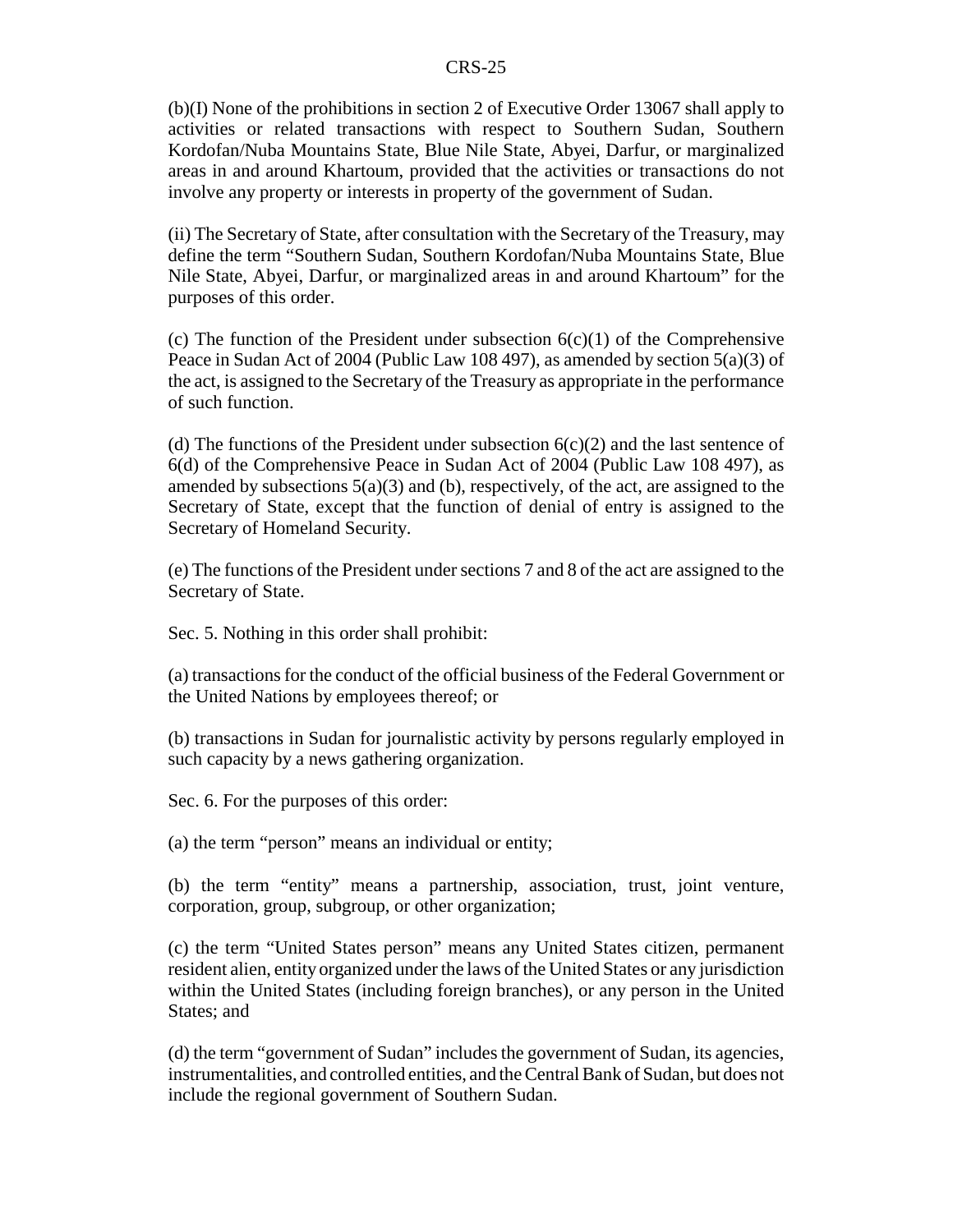(b)(I) None of the prohibitions in section 2 of Executive Order 13067 shall apply to activities or related transactions with respect to Southern Sudan, Southern Kordofan/Nuba Mountains State, Blue Nile State, Abyei, Darfur, or marginalized areas in and around Khartoum, provided that the activities or transactions do not involve any property or interests in property of the government of Sudan.

(ii) The Secretary of State, after consultation with the Secretary of the Treasury, may define the term "Southern Sudan, Southern Kordofan/Nuba Mountains State, Blue Nile State, Abyei, Darfur, or marginalized areas in and around Khartoum" for the purposes of this order.

(c) The function of the President under subsection 6(c)(1) of the Comprehensive Peace in Sudan Act of 2004 (Public Law 108 497), as amended by section 5(a)(3) of the act, is assigned to the Secretary of the Treasury as appropriate in the performance of such function.

(d) The functions of the President under subsection 6(c)(2) and the last sentence of 6(d) of the Comprehensive Peace in Sudan Act of 2004 (Public Law 108 497), as amended by subsections 5(a)(3) and (b), respectively, of the act, are assigned to the Secretary of State, except that the function of denial of entry is assigned to the Secretary of Homeland Security.

(e) The functions of the President under sections 7 and 8 of the act are assigned to the Secretary of State.

Sec. 5. Nothing in this order shall prohibit:

(a) transactions for the conduct of the official business of the Federal Government or the United Nations by employees thereof; or

(b) transactions in Sudan for journalistic activity by persons regularly employed in such capacity by a news gathering organization.

Sec. 6. For the purposes of this order:

(a) the term "person" means an individual or entity;

(b) the term "entity" means a partnership, association, trust, joint venture, corporation, group, subgroup, or other organization;

(c) the term "United States person" means any United States citizen, permanent resident alien, entity organized under the laws of the United States or any jurisdiction within the United States (including foreign branches), or any person in the United States; and

(d) the term "government of Sudan" includes the government of Sudan, its agencies, instrumentalities, and controlled entities, and the Central Bank of Sudan, but does not include the regional government of Southern Sudan.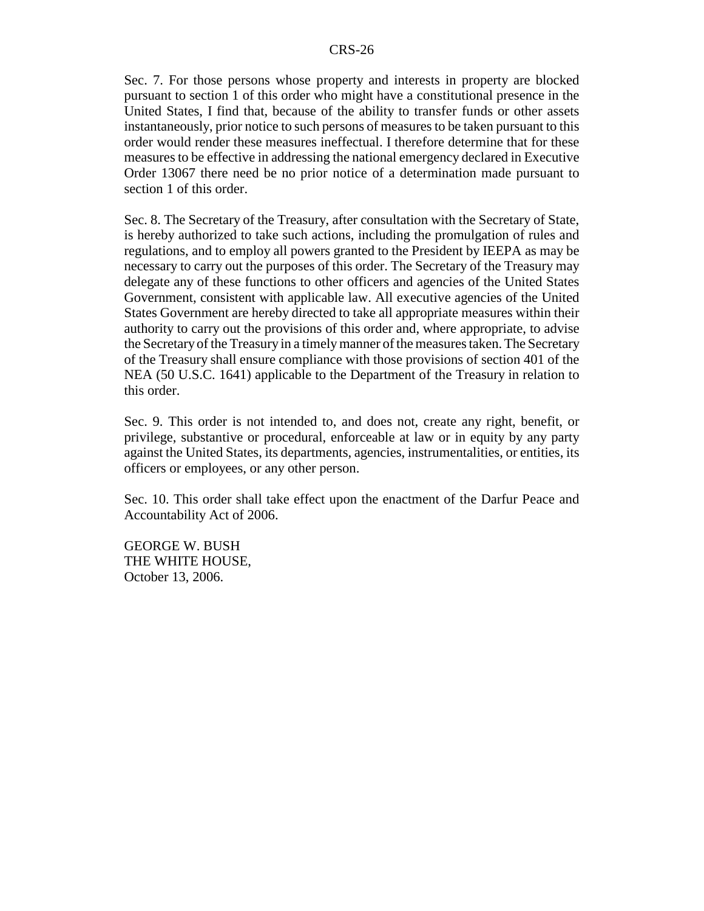Sec. 7. For those persons whose property and interests in property are blocked pursuant to section 1 of this order who might have a constitutional presence in the United States, I find that, because of the ability to transfer funds or other assets instantaneously, prior notice to such persons of measures to be taken pursuant to this order would render these measures ineffectual. I therefore determine that for these measures to be effective in addressing the national emergency declared in Executive Order 13067 there need be no prior notice of a determination made pursuant to section 1 of this order.

Sec. 8. The Secretary of the Treasury, after consultation with the Secretary of State, is hereby authorized to take such actions, including the promulgation of rules and regulations, and to employ all powers granted to the President by IEEPA as may be necessary to carry out the purposes of this order. The Secretary of the Treasury may delegate any of these functions to other officers and agencies of the United States Government, consistent with applicable law. All executive agencies of the United States Government are hereby directed to take all appropriate measures within their authority to carry out the provisions of this order and, where appropriate, to advise the Secretary of the Treasury in a timely manner of the measures taken. The Secretary of the Treasury shall ensure compliance with those provisions of section 401 of the NEA (50 U.S.C. 1641) applicable to the Department of the Treasury in relation to this order.

Sec. 9. This order is not intended to, and does not, create any right, benefit, or privilege, substantive or procedural, enforceable at law or in equity by any party against the United States, its departments, agencies, instrumentalities, or entities, its officers or employees, or any other person.

Sec. 10. This order shall take effect upon the enactment of the Darfur Peace and Accountability Act of 2006.

GEORGE W. BUSH
THE WHITE HOUSE,
October 13, 2006.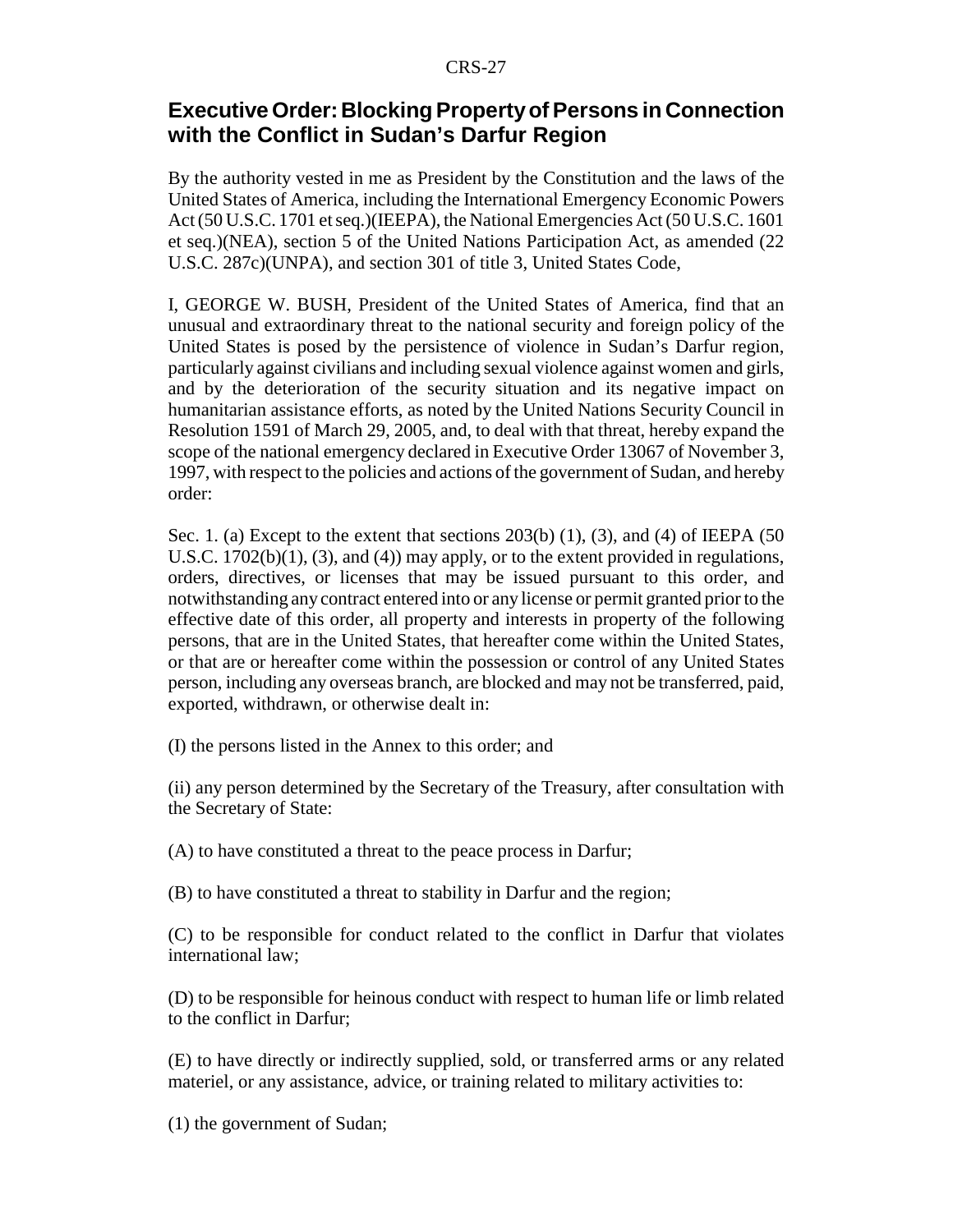## Executive Order: Blocking Property of Persons in Connection with the Conflict in Sudan's Darfur Region

By the authority vested in me as President by the Constitution and the laws of the United States of America, including the International Emergency Economic Powers Act (50 U.S.C. 1701 et seq.)(IEEPA), the National Emergencies Act (50 U.S.C. 1601 et seq.)(NEA), section 5 of the United Nations Participation Act, as amended (22 U.S.C. 287c)(UNPA), and section 301 of title 3, United States Code,

I, GEORGE W. BUSH, President of the United States of America, find that an unusual and extraordinary threat to the national security and foreign policy of the United States is posed by the persistence of violence in Sudan's Darfur region, particularly against civilians and including sexual violence against women and girls, and by the deterioration of the security situation and its negative impact on humanitarian assistance efforts, as noted by the United Nations Security Council in Resolution 1591 of March 29, 2005, and, to deal with that threat, hereby expand the scope of the national emergency declared in Executive Order 13067 of November 3, 1997, with respect to the policies and actions of the government of Sudan, and hereby order:

Sec. 1. (a) Except to the extent that sections 203(b) (1), (3), and (4) of IEEPA (50 U.S.C. 1702(b)(1), (3), and (4)) may apply, or to the extent provided in regulations, orders, directives, or licenses that may be issued pursuant to this order, and notwithstanding any contract entered into or any license or permit granted prior to the effective date of this order, all property and interests in property of the following persons, that are in the United States, that hereafter come within the United States, or that are or hereafter come within the possession or control of any United States person, including any overseas branch, are blocked and may not be transferred, paid, exported, withdrawn, or otherwise dealt in:

(I) the persons listed in the Annex to this order; and

(ii) any person determined by the Secretary of the Treasury, after consultation with the Secretary of State:

(A) to have constituted a threat to the peace process in Darfur;

(B) to have constituted a threat to stability in Darfur and the region;

(C) to be responsible for conduct related to the conflict in Darfur that violates international law;

(D) to be responsible for heinous conduct with respect to human life or limb related to the conflict in Darfur;

(E) to have directly or indirectly supplied, sold, or transferred arms or any related materiel, or any assistance, advice, or training related to military activities to:

(1) the government of Sudan;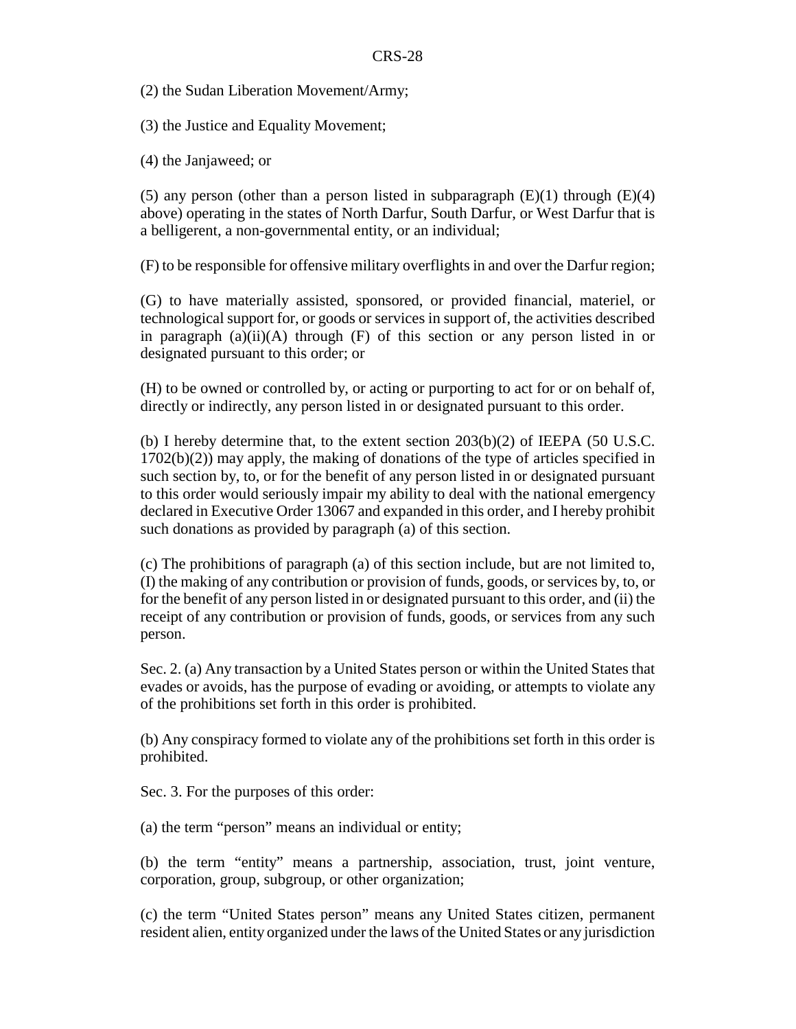(2) the Sudan Liberation Movement/Army;

(3) the Justice and Equality Movement;

(4) the Janjaweed; or

(5) any person (other than a person listed in subparagraph (E)(1) through (E)(4) above) operating in the states of North Darfur, South Darfur, or West Darfur that is a belligerent, a non-governmental entity, or an individual;

(F) to be responsible for offensive military overflights in and over the Darfur region;

(G) to have materially assisted, sponsored, or provided financial, materiel, or technological support for, or goods or services in support of, the activities described in paragraph (a)(ii)(A) through (F) of this section or any person listed in or designated pursuant to this order; or

(H) to be owned or controlled by, or acting or purporting to act for or on behalf of, directly or indirectly, any person listed in or designated pursuant to this order.

(b) I hereby determine that, to the extent section 203(b)(2) of IEEPA (50 U.S.C. 1702(b)(2)) may apply, the making of donations of the type of articles specified in such section by, to, or for the benefit of any person listed in or designated pursuant to this order would seriously impair my ability to deal with the national emergency declared in Executive Order 13067 and expanded in this order, and I hereby prohibit such donations as provided by paragraph (a) of this section.

(c) The prohibitions of paragraph (a) of this section include, but are not limited to, (I) the making of any contribution or provision of funds, goods, or services by, to, or for the benefit of any person listed in or designated pursuant to this order, and (ii) the receipt of any contribution or provision of funds, goods, or services from any such person.

Sec. 2. (a) Any transaction by a United States person or within the United States that evades or avoids, has the purpose of evading or avoiding, or attempts to violate any of the prohibitions set forth in this order is prohibited.

(b) Any conspiracy formed to violate any of the prohibitions set forth in this order is prohibited.

Sec. 3. For the purposes of this order:

(a) the term "person" means an individual or entity;

(b) the term "entity" means a partnership, association, trust, joint venture, corporation, group, subgroup, or other organization;

(c) the term "United States person" means any United States citizen, permanent resident alien, entity organized under the laws of the United States or any jurisdiction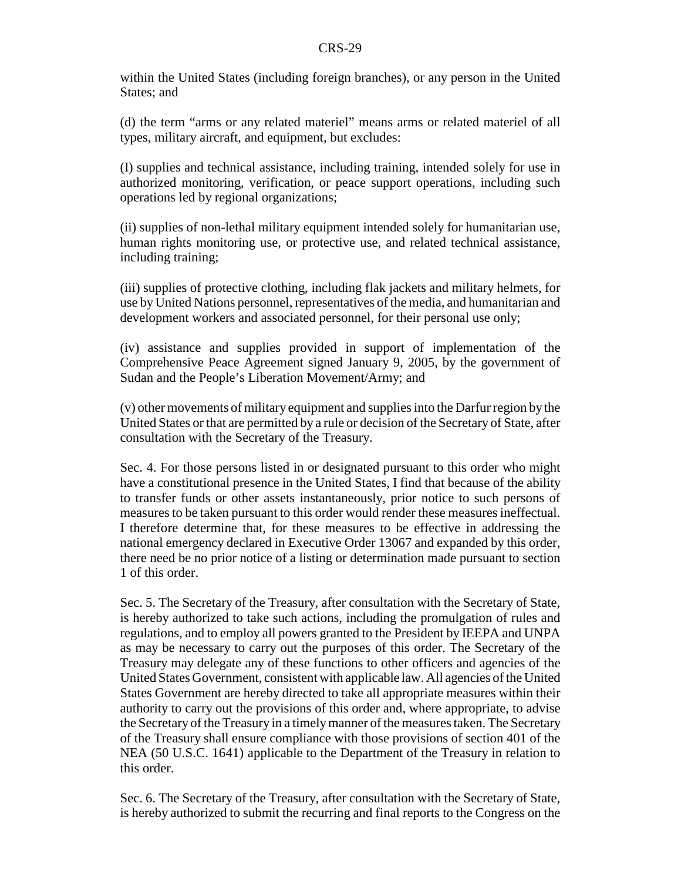within the United States (including foreign branches), or any person in the United States; and

(d) the term "arms or any related materiel" means arms or related materiel of all types, military aircraft, and equipment, but excludes:

(I) supplies and technical assistance, including training, intended solely for use in authorized monitoring, verification, or peace support operations, including such operations led by regional organizations;

(ii) supplies of non-lethal military equipment intended solely for humanitarian use, human rights monitoring use, or protective use, and related technical assistance, including training;

(iii) supplies of protective clothing, including flak jackets and military helmets, for use by United Nations personnel, representatives of the media, and humanitarian and development workers and associated personnel, for their personal use only;

(iv) assistance and supplies provided in support of implementation of the Comprehensive Peace Agreement signed January 9, 2005, by the government of Sudan and the People's Liberation Movement/Army; and

(v) other movements of military equipment and supplies into the Darfur region by the United States or that are permitted by a rule or decision of the Secretary of State, after consultation with the Secretary of the Treasury.

Sec. 4. For those persons listed in or designated pursuant to this order who might have a constitutional presence in the United States, I find that because of the ability to transfer funds or other assets instantaneously, prior notice to such persons of measures to be taken pursuant to this order would render these measures ineffectual. I therefore determine that, for these measures to be effective in addressing the national emergency declared in Executive Order 13067 and expanded by this order, there need be no prior notice of a listing or determination made pursuant to section 1 of this order.

Sec. 5. The Secretary of the Treasury, after consultation with the Secretary of State, is hereby authorized to take such actions, including the promulgation of rules and regulations, and to employ all powers granted to the President by IEEPA and UNPA as may be necessary to carry out the purposes of this order. The Secretary of the Treasury may delegate any of these functions to other officers and agencies of the United States Government, consistent with applicable law. All agencies of the United States Government are hereby directed to take all appropriate measures within their authority to carry out the provisions of this order and, where appropriate, to advise the Secretary of the Treasury in a timely manner of the measures taken. The Secretary of the Treasury shall ensure compliance with those provisions of section 401 of the NEA (50 U.S.C. 1641) applicable to the Department of the Treasury in relation to this order.

Sec. 6. The Secretary of the Treasury, after consultation with the Secretary of State, is hereby authorized to submit the recurring and final reports to the Congress on the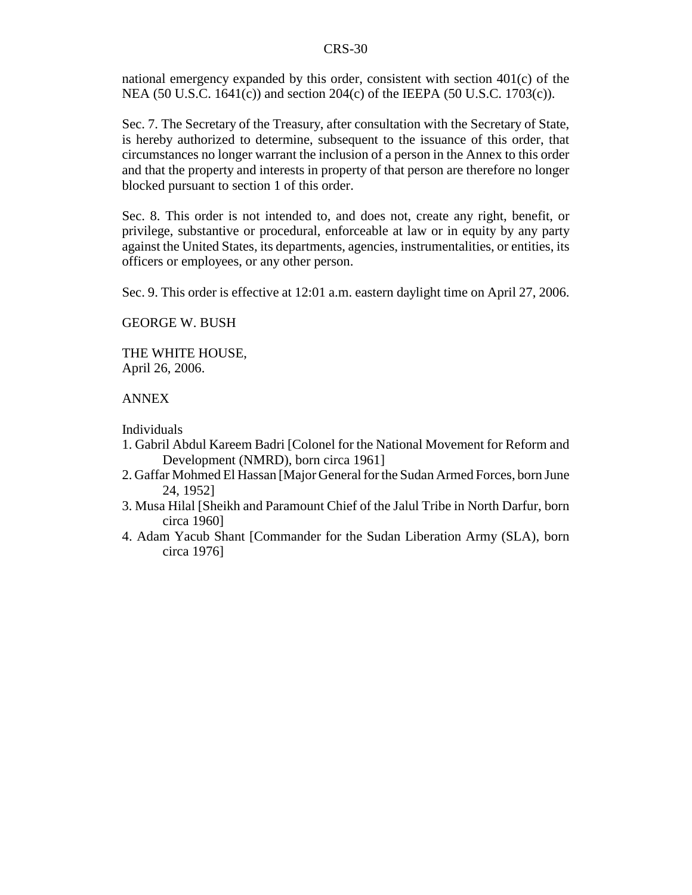national emergency expanded by this order, consistent with section 401(c) of the NEA (50 U.S.C. 1641(c)) and section 204(c) of the IEEPA (50 U.S.C. 1703(c)).

Sec. 7. The Secretary of the Treasury, after consultation with the Secretary of State, is hereby authorized to determine, subsequent to the issuance of this order, that circumstances no longer warrant the inclusion of a person in the Annex to this order and that the property and interests in property of that person are therefore no longer blocked pursuant to section 1 of this order.

Sec. 8. This order is not intended to, and does not, create any right, benefit, or privilege, substantive or procedural, enforceable at law or in equity by any party against the United States, its departments, agencies, instrumentalities, or entities, its officers or employees, or any other person.

Sec. 9. This order is effective at 12:01 a.m. eastern daylight time on April 27, 2006.

GEORGE W. BUSH

THE WHITE HOUSE,
April 26, 2006.

ANNEX

Individuals

1. Gabril Abdul Kareem Badri [Colonel for the National Movement for Reform and Development (NMRD), born circa 1961]
2. Gaffar Mohmed El Hassan [Major General for the Sudan Armed Forces, born June 24, 1952]
3. Musa Hilal [Sheikh and Paramount Chief of the Jalul Tribe in North Darfur, born circa 1960]
4. Adam Yacub Shant [Commander for the Sudan Liberation Army (SLA), born circa 1976]